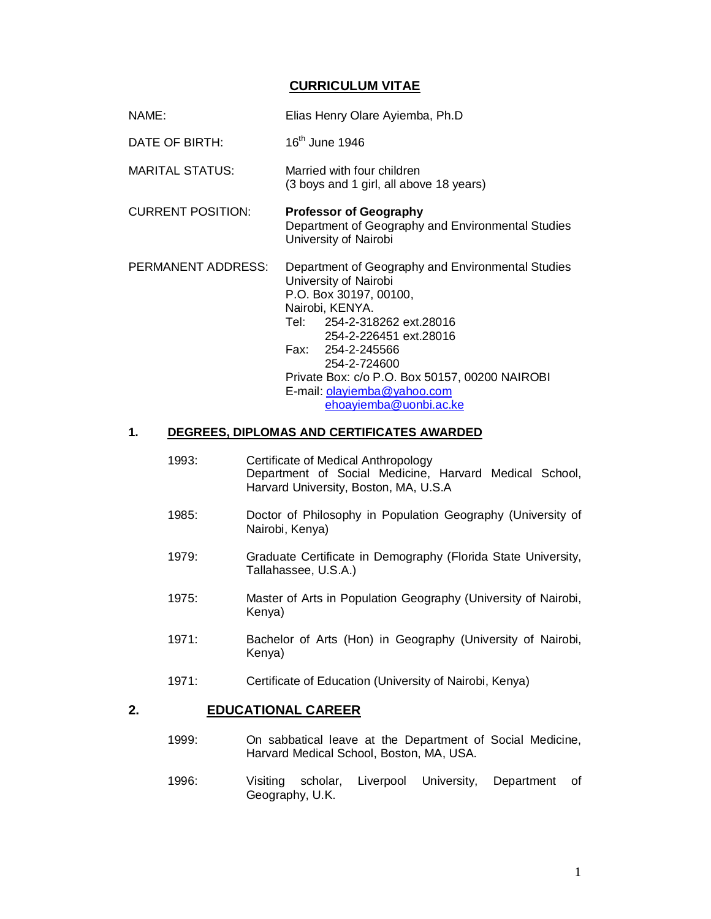# CURRICULUM VITAE

| | |
|---|---|
| NAME: | Elias Henry Olare Ayiemba, Ph.D |
| DATE OF BIRTH: | 16th June 1946 |
| MARITAL STATUS: | Married with four children (3 boys and 1 girl, all above 18 years) |
| CURRENT POSITION: | **Professor of Geography** Department of Geography and Environmental Studies University of Nairobi |
| PERMANENT ADDRESS: | Department of Geography and Environmental Studies University of Nairobi P.O. Box 30197, 00100, Nairobi, KENYA. Tel: 254-2-318262 ext.28016 254-2-226451 ext.28016 Fax: 254-2-245566 254-2-724600 Private Box: c/o P.O. Box 50157, 00200 NAIROBI E-mail: olayiemba@yahoo.com ehoayiemba@uonbi.ac.ke |

## 1. DEGREES, DIPLOMAS AND CERTIFICATES AWARDED

1993: Certificate of Medical Anthropology Department of Social Medicine, Harvard Medical School, Harvard University, Boston, MA, U.S.A

1985: Doctor of Philosophy in Population Geography (University of Nairobi, Kenya)

1979: Graduate Certificate in Demography (Florida State University, Tallahassee, U.S.A.)

1975: Master of Arts in Population Geography (University of Nairobi, Kenya)

1971: Bachelor of Arts (Hon) in Geography (University of Nairobi, Kenya)

1971: Certificate of Education (University of Nairobi, Kenya)

## 2. EDUCATIONAL CAREER

1999: On sabbatical leave at the Department of Social Medicine, Harvard Medical School, Boston, MA, USA.

1996: Visiting scholar, Liverpool University, Department of Geography, U.K.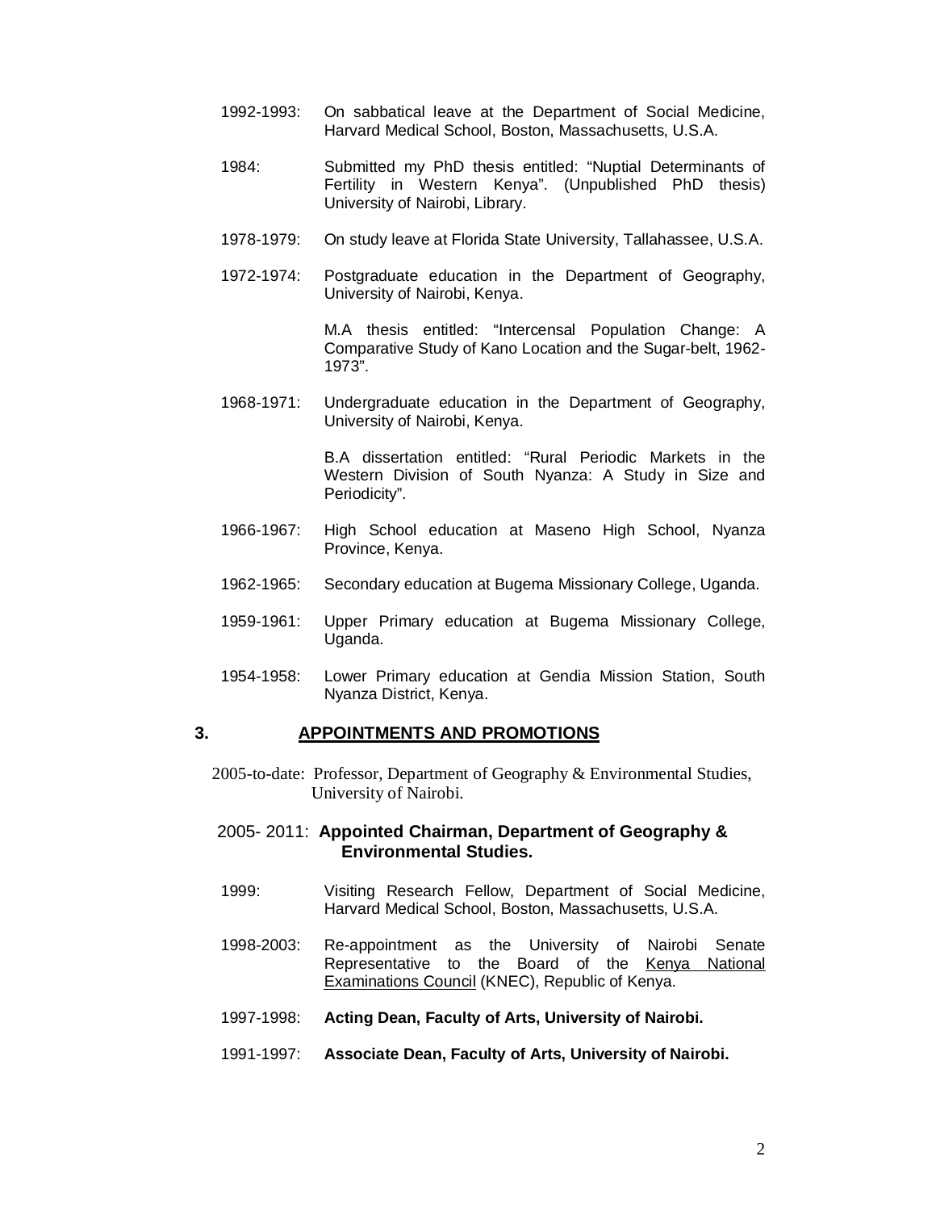1992-1993: On sabbatical leave at the Department of Social Medicine, Harvard Medical School, Boston, Massachusetts, U.S.A.

1984: Submitted my PhD thesis entitled: "Nuptial Determinants of Fertility in Western Kenya". (Unpublished PhD thesis) University of Nairobi, Library.

1978-1979: On study leave at Florida State University, Tallahassee, U.S.A.

1972-1974: Postgraduate education in the Department of Geography, University of Nairobi, Kenya.

M.A thesis entitled: "Intercensal Population Change: A Comparative Study of Kano Location and the Sugar-belt, 1962-1973".

1968-1971: Undergraduate education in the Department of Geography, University of Nairobi, Kenya.

B.A dissertation entitled: "Rural Periodic Markets in the Western Division of South Nyanza: A Study in Size and Periodicity".

1966-1967: High School education at Maseno High School, Nyanza Province, Kenya.

1962-1965: Secondary education at Bugema Missionary College, Uganda.

1959-1961: Upper Primary education at Bugema Missionary College, Uganda.

1954-1958: Lower Primary education at Gendia Mission Station, South Nyanza District, Kenya.

## 3. APPOINTMENTS AND PROMOTIONS

2005-to-date: Professor, Department of Geography & Environmental Studies, University of Nairobi.

2005- 2011: **Appointed Chairman, Department of Geography & Environmental Studies.**

1999: Visiting Research Fellow, Department of Social Medicine, Harvard Medical School, Boston, Massachusetts, U.S.A.

1998-2003: Re-appointment as the University of Nairobi Senate Representative to the Board of the Kenya National Examinations Council (KNEC), Republic of Kenya.

1997-1998: **Acting Dean, Faculty of Arts, University of Nairobi.**

1991-1997: **Associate Dean, Faculty of Arts, University of Nairobi.**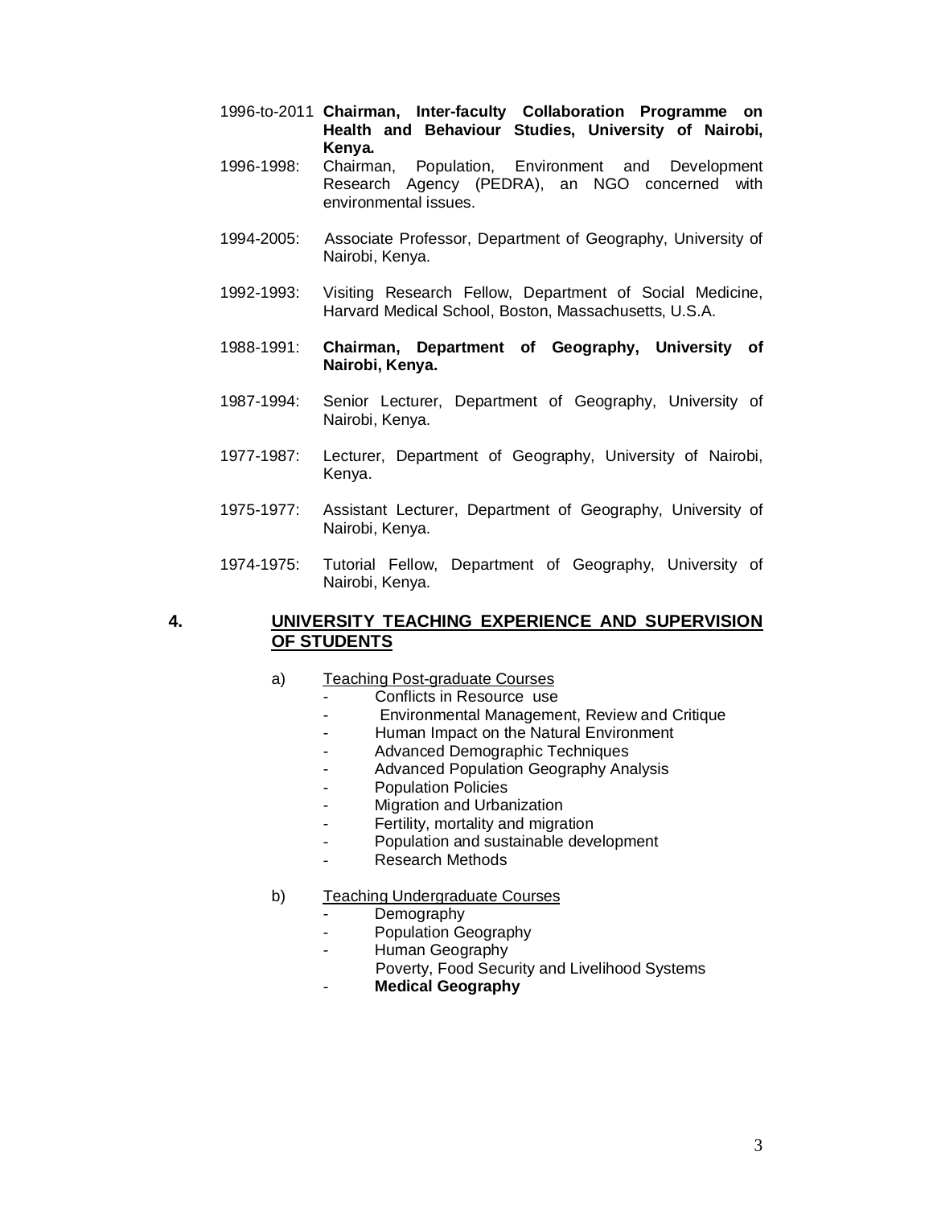1996-to-2011 **Chairman, Inter-faculty Collaboration Programme on Health and Behaviour Studies, University of Nairobi, Kenya.**

1996-1998: Chairman, Population, Environment and Development Research Agency (PEDRA), an NGO concerned with environmental issues.

1994-2005: Associate Professor, Department of Geography, University of Nairobi, Kenya.

1992-1993: Visiting Research Fellow, Department of Social Medicine, Harvard Medical School, Boston, Massachusetts, U.S.A.

1988-1991: **Chairman, Department of Geography, University of Nairobi, Kenya.**

1987-1994: Senior Lecturer, Department of Geography, University of Nairobi, Kenya.

1977-1987: Lecturer, Department of Geography, University of Nairobi, Kenya.

1975-1977: Assistant Lecturer, Department of Geography, University of Nairobi, Kenya.

1974-1975: Tutorial Fellow, Department of Geography, University of Nairobi, Kenya.

## 4. UNIVERSITY TEACHING EXPERIENCE AND SUPERVISION OF STUDENTS

a) Teaching Post-graduate Courses

- Conflicts in Resource use
- Environmental Management, Review and Critique
- Human Impact on the Natural Environment
- Advanced Demographic Techniques
- Advanced Population Geography Analysis
- Population Policies
- Migration and Urbanization
- Fertility, mortality and migration
- Population and sustainable development
- Research Methods

b) Teaching Undergraduate Courses

- Demography
- Population Geography
- Human Geography
  Poverty, Food Security and Livelihood Systems
- **Medical Geography**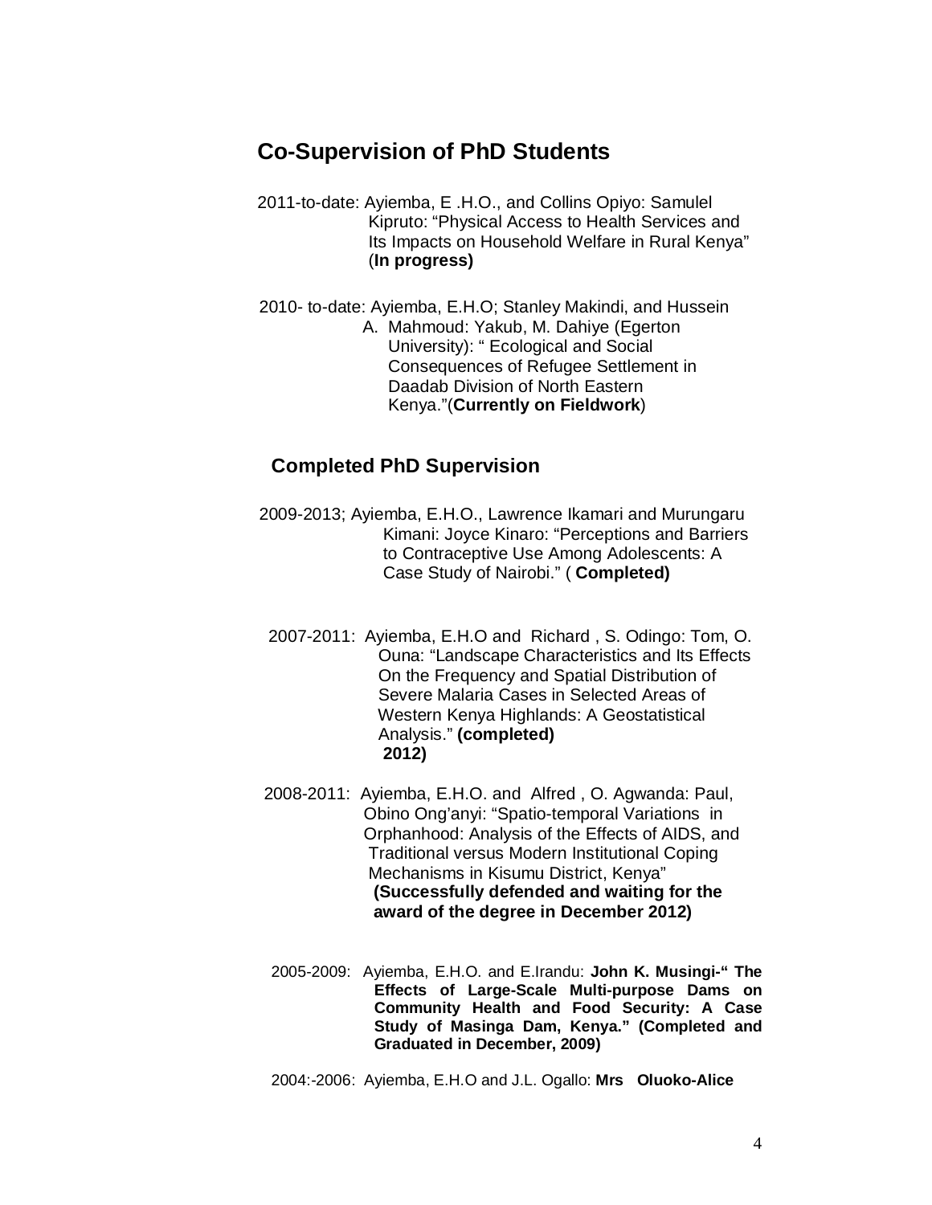## Co-Supervision of PhD Students

2011-to-date: Ayiemba, E .H.O., and Collins Opiyo: Samulel Kipruto: "Physical Access to Health Services and Its Impacts on Household Welfare in Rural Kenya" (**In progress)**

2010- to-date: Ayiemba, E.H.O; Stanley Makindi, and Hussein A. Mahmoud: Yakub, M. Dahiye (Egerton University): " Ecological and Social Consequences of Refugee Settlement in Daadab Division of North Eastern Kenya."(**Currently on Fieldwork**)

## Completed PhD Supervision

2009-2013; Ayiemba, E.H.O., Lawrence Ikamari and Murungaru Kimani: Joyce Kinaro: "Perceptions and Barriers to Contraceptive Use Among Adolescents: A Case Study of Nairobi." ( **Completed)**

2007-2011: Ayiemba, E.H.O and Richard , S. Odingo: Tom, O. Ouna: "Landscape Characteristics and Its Effects On the Frequency and Spatial Distribution of Severe Malaria Cases in Selected Areas of Western Kenya Highlands: A Geostatistical Analysis." **(completed) 2012)**

2008-2011: Ayiemba, E.H.O. and Alfred , O. Agwanda: Paul, Obino Ong'anyi: "Spatio-temporal Variations in Orphanhood: Analysis of the Effects of AIDS, and Traditional versus Modern Institutional Coping Mechanisms in Kisumu District, Kenya" **(Successfully defended and waiting for the award of the degree in December 2012)**

2005-2009: Ayiemba, E.H.O. and E.Irandu: **John K. Musingi-" The Effects of Large-Scale Multi-purpose Dams on Community Health and Food Security: A Case Study of Masinga Dam, Kenya." (Completed and Graduated in December, 2009)**

2004:-2006: Ayiemba, E.H.O and J.L. Ogallo: **Mrs Oluoko-Alice**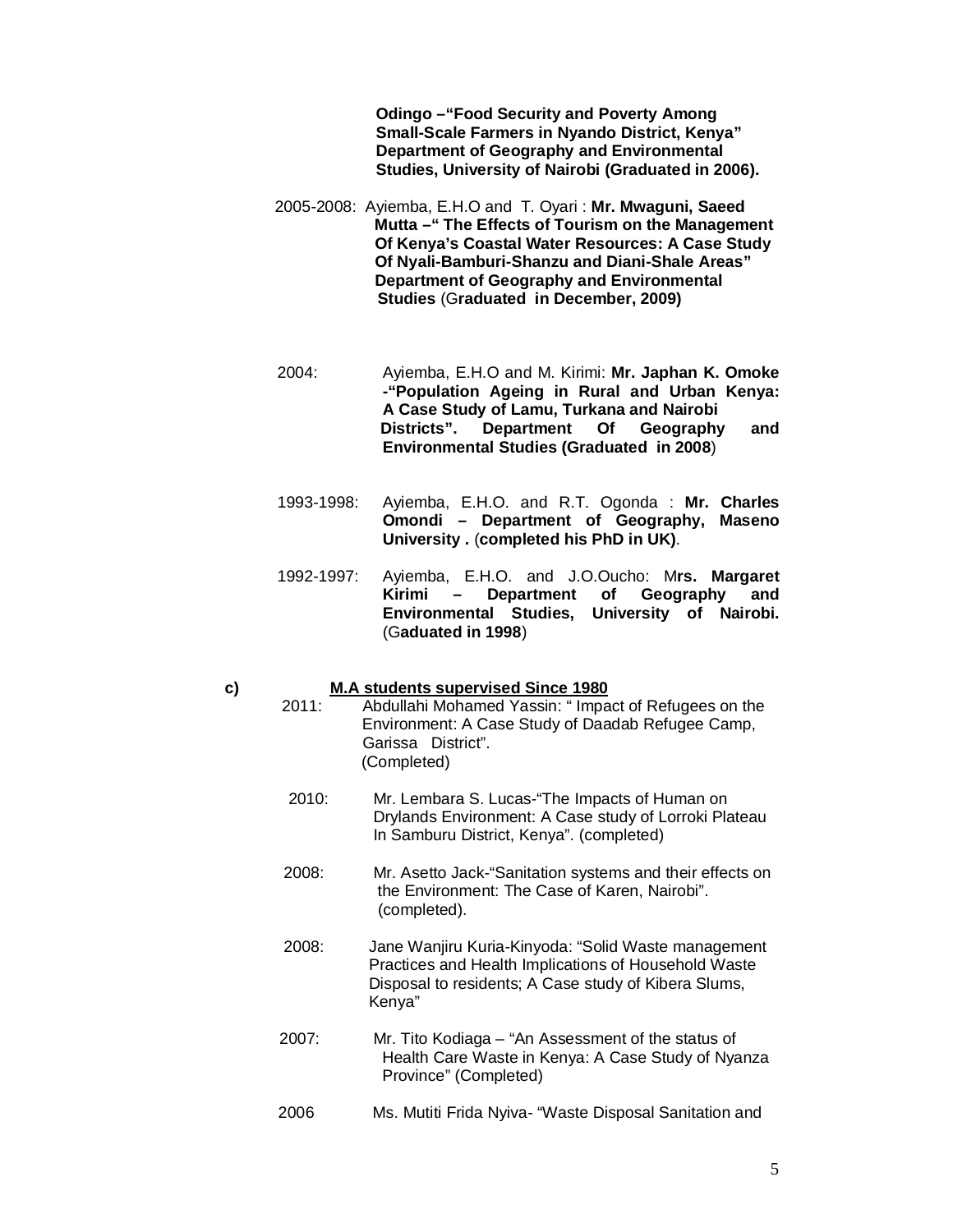**Odingo –"Food Security and Poverty Among Small-Scale Farmers in Nyando District, Kenya" Department of Geography and Environmental Studies, University of Nairobi (Graduated in 2006).**

2005-2008: Ayiemba, E.H.O and T. Oyari : **Mr. Mwaguni, Saeed Mutta –" The Effects of Tourism on the Management Of Kenya's Coastal Water Resources: A Case Study Of Nyali-Bamburi-Shanzu and Diani-Shale Areas" Department of Geography and Environmental Studies** (G**raduated in December, 2009)**

2004: Ayiemba, E.H.O and M. Kirimi: **Mr. Japhan K. Omoke -"Population Ageing in Rural and Urban Kenya: A Case Study of Lamu, Turkana and Nairobi Districts". Department Of Geography and Environmental Studies (Graduated in 2008**)

1993-1998: Ayiemba, E.H.O. and R.T. Ogonda : **Mr. Charles Omondi – Department of Geography, Maseno University .** (**completed his PhD in UK)**.

1992-1997: Ayiemba, E.H.O. and J.O.Oucho: M**rs. Margaret Kirimi – Department of Geography and Environmental Studies, University of Nairobi.** (G**aduated in 1998**)

**c) M.A students supervised Since 1980**

2011: Abdullahi Mohamed Yassin: " Impact of Refugees on the Environment: A Case Study of Daadab Refugee Camp, Garissa District". (Completed)

2010: Mr. Lembara S. Lucas-"The Impacts of Human on Drylands Environment: A Case study of Lorroki Plateau In Samburu District, Kenya". (completed)

2008: Mr. Asetto Jack-"Sanitation systems and their effects on the Environment: The Case of Karen, Nairobi". (completed).

2008: Jane Wanjiru Kuria-Kinyoda: "Solid Waste management Practices and Health Implications of Household Waste Disposal to residents; A Case study of Kibera Slums, Kenya"

2007: Mr. Tito Kodiaga – "An Assessment of the status of Health Care Waste in Kenya: A Case Study of Nyanza Province" (Completed)

2006 Ms. Mutiti Frida Nyiva- "Waste Disposal Sanitation and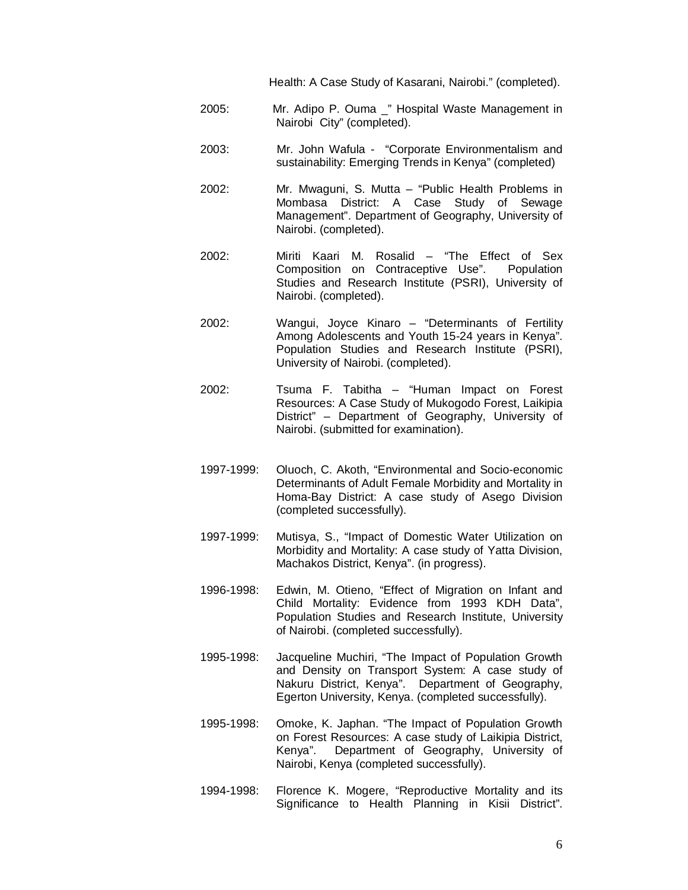Health: A Case Study of Kasarani, Nairobi." (completed).

2005: Mr. Adipo P. Ouma _" Hospital Waste Management in Nairobi City" (completed).

2003: Mr. John Wafula - "Corporate Environmentalism and sustainability: Emerging Trends in Kenya" (completed)

2002: Mr. Mwaguni, S. Mutta – "Public Health Problems in Mombasa District: A Case Study of Sewage Management". Department of Geography, University of Nairobi. (completed).

2002: Miriti Kaari M. Rosalid – "The Effect of Sex Composition on Contraceptive Use". Population Studies and Research Institute (PSRI), University of Nairobi. (completed).

2002: Wangui, Joyce Kinaro – "Determinants of Fertility Among Adolescents and Youth 15-24 years in Kenya". Population Studies and Research Institute (PSRI), University of Nairobi. (completed).

2002: Tsuma F. Tabitha – "Human Impact on Forest Resources: A Case Study of Mukogodo Forest, Laikipia District" – Department of Geography, University of Nairobi. (submitted for examination).

1997-1999: Oluoch, C. Akoth, "Environmental and Socio-economic Determinants of Adult Female Morbidity and Mortality in Homa-Bay District: A case study of Asego Division (completed successfully).

1997-1999: Mutisya, S., "Impact of Domestic Water Utilization on Morbidity and Mortality: A case study of Yatta Division, Machakos District, Kenya". (in progress).

1996-1998: Edwin, M. Otieno, "Effect of Migration on Infant and Child Mortality: Evidence from 1993 KDH Data", Population Studies and Research Institute, University of Nairobi. (completed successfully).

1995-1998: Jacqueline Muchiri, "The Impact of Population Growth and Density on Transport System: A case study of Nakuru District, Kenya". Department of Geography, Egerton University, Kenya. (completed successfully).

1995-1998: Omoke, K. Japhan. "The Impact of Population Growth on Forest Resources: A case study of Laikipia District, Kenya". Department of Geography, University of Nairobi, Kenya (completed successfully).

1994-1998: Florence K. Mogere, "Reproductive Mortality and its Significance to Health Planning in Kisii District".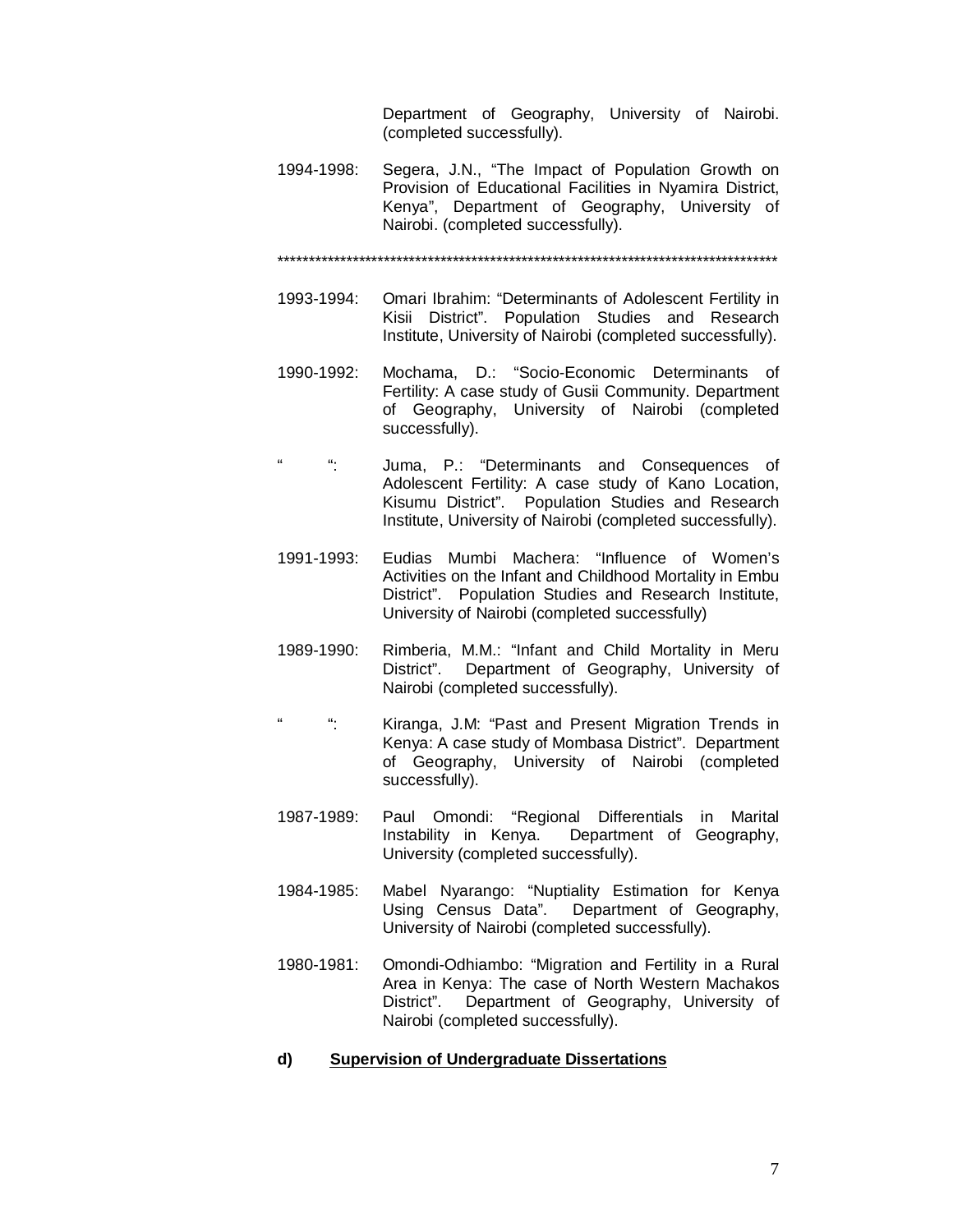Department of Geography, University of Nairobi. (completed successfully).

1994-1998: Segera, J.N., “The Impact of Population Growth on Provision of Educational Facilities in Nyamira District, Kenya”, Department of Geography, University of Nairobi. (completed successfully).

********************************************************************************

1993-1994: Omari Ibrahim: “Determinants of Adolescent Fertility in Kisii District”. Population Studies and Research Institute, University of Nairobi (completed successfully).

1990-1992: Mochama, D.: “Socio-Economic Determinants of Fertility: A case study of Gusii Community. Department of Geography, University of Nairobi (completed successfully).

“ “: Juma, P.: “Determinants and Consequences of Adolescent Fertility: A case study of Kano Location, Kisumu District”. Population Studies and Research Institute, University of Nairobi (completed successfully).

1991-1993: Eudias Mumbi Machera: “Influence of Women’s Activities on the Infant and Childhood Mortality in Embu District”. Population Studies and Research Institute, University of Nairobi (completed successfully)

1989-1990: Rimberia, M.M.: “Infant and Child Mortality in Meru District”. Department of Geography, University of Nairobi (completed successfully).

“ “: Kiranga, J.M: “Past and Present Migration Trends in Kenya: A case study of Mombasa District”. Department of Geography, University of Nairobi (completed successfully).

1987-1989: Paul Omondi: “Regional Differentials in Marital Instability in Kenya. Department of Geography, University (completed successfully).

1984-1985: Mabel Nyarango: “Nuptiality Estimation for Kenya Using Census Data”. Department of Geography, University of Nairobi (completed successfully).

1980-1981: Omondi-Odhiambo: “Migration and Fertility in a Rural Area in Kenya: The case of North Western Machakos District”. Department of Geography, University of Nairobi (completed successfully).

**d) <u>Supervision of Undergraduate Dissertations</u>**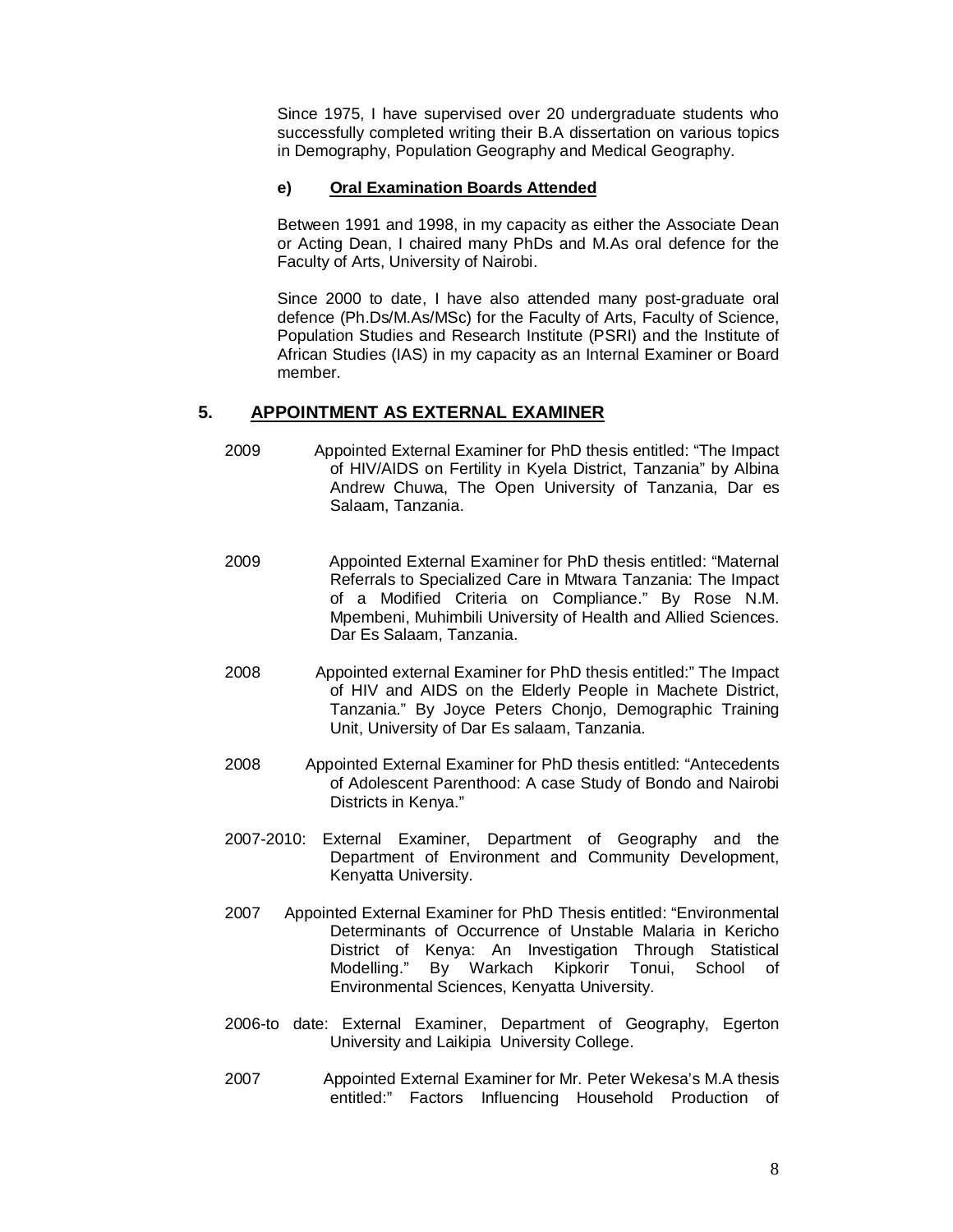Since 1975, I have supervised over 20 undergraduate students who successfully completed writing their B.A dissertation on various topics in Demography, Population Geography and Medical Geography.

#### e) Oral Examination Boards Attended

Between 1991 and 1998, in my capacity as either the Associate Dean or Acting Dean, I chaired many PhDs and M.As oral defence for the Faculty of Arts, University of Nairobi.

Since 2000 to date, I have also attended many post-graduate oral defence (Ph.Ds/M.As/MSc) for the Faculty of Arts, Faculty of Science, Population Studies and Research Institute (PSRI) and the Institute of African Studies (IAS) in my capacity as an Internal Examiner or Board member.

## 5. APPOINTMENT AS EXTERNAL EXAMINER

2009 Appointed External Examiner for PhD thesis entitled: "The Impact of HIV/AIDS on Fertility in Kyela District, Tanzania" by Albina Andrew Chuwa, The Open University of Tanzania, Dar es Salaam, Tanzania.

2009 Appointed External Examiner for PhD thesis entitled: "Maternal Referrals to Specialized Care in Mtwara Tanzania: The Impact of a Modified Criteria on Compliance." By Rose N.M. Mpembeni, Muhimbili University of Health and Allied Sciences. Dar Es Salaam, Tanzania.

2008 Appointed external Examiner for PhD thesis entitled:" The Impact of HIV and AIDS on the Elderly People in Machete District, Tanzania." By Joyce Peters Chonjo, Demographic Training Unit, University of Dar Es salaam, Tanzania.

2008 Appointed External Examiner for PhD thesis entitled: "Antecedents of Adolescent Parenthood: A case Study of Bondo and Nairobi Districts in Kenya."

2007-2010: External Examiner, Department of Geography and the Department of Environment and Community Development, Kenyatta University.

2007 Appointed External Examiner for PhD Thesis entitled: "Environmental Determinants of Occurrence of Unstable Malaria in Kericho District of Kenya: An Investigation Through Statistical Modelling." By Warkach Kipkorir Tonui, School of Environmental Sciences, Kenyatta University.

2006-to date: External Examiner, Department of Geography, Egerton University and Laikipia University College.

2007 Appointed External Examiner for Mr. Peter Wekesa's M.A thesis entitled:" Factors Influencing Household Production of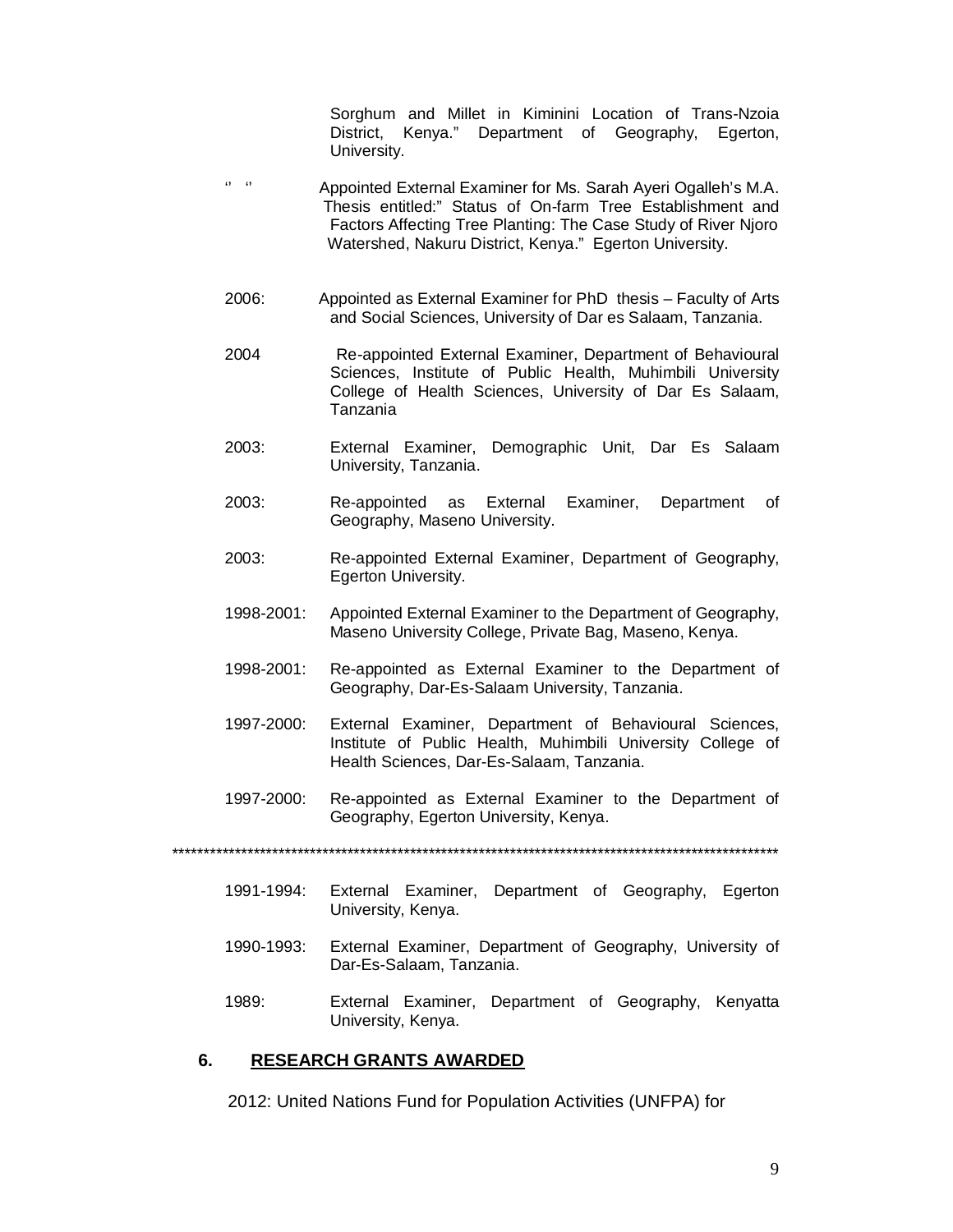Sorghum and Millet in Kiminini Location of Trans-Nzoia District, Kenya." Department of Geography, Egerton, University.

'' '' Appointed External Examiner for Ms. Sarah Ayeri Ogalleh's M.A. Thesis entitled:" Status of On-farm Tree Establishment and Factors Affecting Tree Planting: The Case Study of River Njoro Watershed, Nakuru District, Kenya." Egerton University.

2006: Appointed as External Examiner for PhD thesis – Faculty of Arts and Social Sciences, University of Dar es Salaam, Tanzania.

2004 Re-appointed External Examiner, Department of Behavioural Sciences, Institute of Public Health, Muhimbili University College of Health Sciences, University of Dar Es Salaam, Tanzania

2003: External Examiner, Demographic Unit, Dar Es Salaam University, Tanzania.

2003: Re-appointed as External Examiner, Department of Geography, Maseno University.

2003: Re-appointed External Examiner, Department of Geography, Egerton University.

1998-2001: Appointed External Examiner to the Department of Geography, Maseno University College, Private Bag, Maseno, Kenya.

1998-2001: Re-appointed as External Examiner to the Department of Geography, Dar-Es-Salaam University, Tanzania.

1997-2000: External Examiner, Department of Behavioural Sciences, Institute of Public Health, Muhimbili University College of Health Sciences, Dar-Es-Salaam, Tanzania.

1997-2000: Re-appointed as External Examiner to the Department of Geography, Egerton University, Kenya.

****************************************************************************************************

1991-1994: External Examiner, Department of Geography, Egerton University, Kenya.

1990-1993: External Examiner, Department of Geography, University of Dar-Es-Salaam, Tanzania.

1989: External Examiner, Department of Geography, Kenyatta University, Kenya.

## 6. RESEARCH GRANTS AWARDED

2012: United Nations Fund for Population Activities (UNFPA) for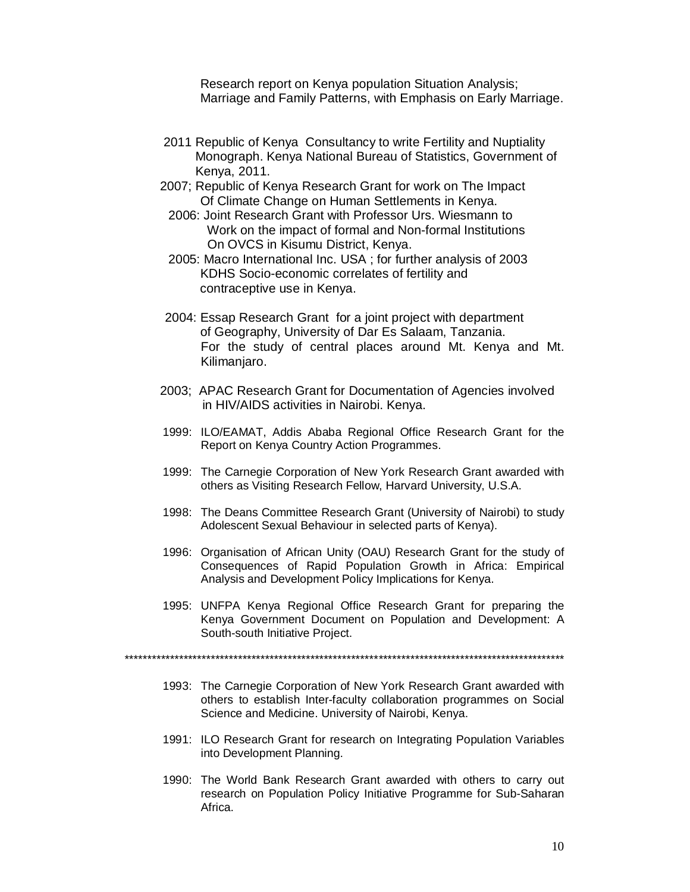Research report on Kenya population Situation Analysis; Marriage and Family Patterns, with Emphasis on Early Marriage.

2011 Republic of Kenya Consultancy to write Fertility and Nuptiality Monograph. Kenya National Bureau of Statistics, Government of Kenya, 2011.

2007; Republic of Kenya Research Grant for work on The Impact Of Climate Change on Human Settlements in Kenya.

2006: Joint Research Grant with Professor Urs. Wiesmann to Work on the impact of formal and Non-formal Institutions On OVCS in Kisumu District, Kenya.

2005: Macro International Inc. USA ; for further analysis of 2003 KDHS Socio-economic correlates of fertility and contraceptive use in Kenya.

2004: Essap Research Grant for a joint project with department of Geography, University of Dar Es Salaam, Tanzania. For the study of central places around Mt. Kenya and Mt. Kilimanjaro.

2003; APAC Research Grant for Documentation of Agencies involved in HIV/AIDS activities in Nairobi. Kenya.

1999: ILO/EAMAT, Addis Ababa Regional Office Research Grant for the Report on Kenya Country Action Programmes.

1999: The Carnegie Corporation of New York Research Grant awarded with others as Visiting Research Fellow, Harvard University, U.S.A.

1998: The Deans Committee Research Grant (University of Nairobi) to study Adolescent Sexual Behaviour in selected parts of Kenya).

1996: Organisation of African Unity (OAU) Research Grant for the study of Consequences of Rapid Population Growth in Africa: Empirical Analysis and Development Policy Implications for Kenya.

1995: UNFPA Kenya Regional Office Research Grant for preparing the Kenya Government Document on Population and Development: A South-south Initiative Project.

****************************************************************************************************

1993: The Carnegie Corporation of New York Research Grant awarded with others to establish Inter-faculty collaboration programmes on Social Science and Medicine. University of Nairobi, Kenya.

1991: ILO Research Grant for research on Integrating Population Variables into Development Planning.

1990: The World Bank Research Grant awarded with others to carry out research on Population Policy Initiative Programme for Sub-Saharan Africa.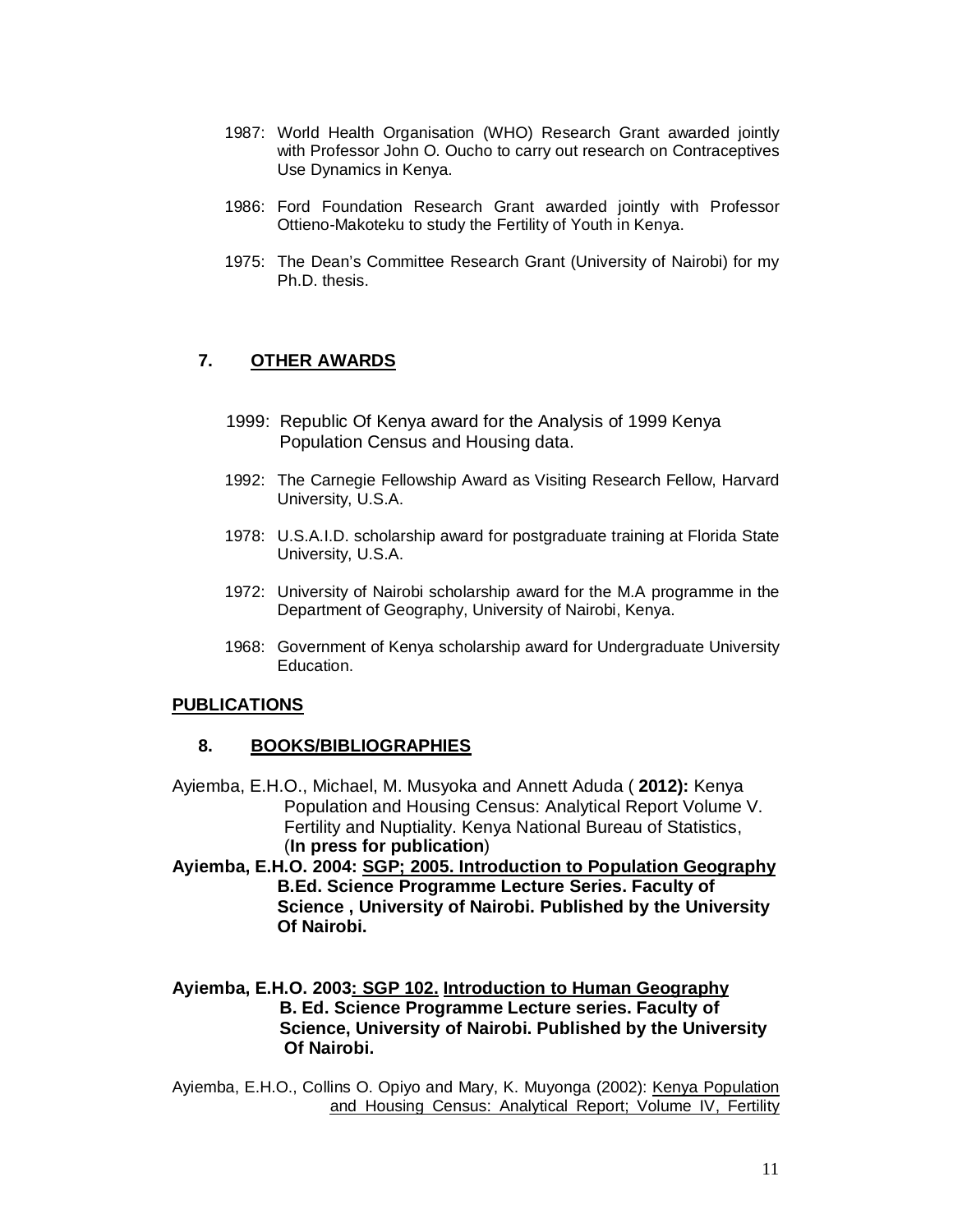1987: World Health Organisation (WHO) Research Grant awarded jointly with Professor John O. Oucho to carry out research on Contraceptives Use Dynamics in Kenya.

1986: Ford Foundation Research Grant awarded jointly with Professor Ottieno-Makoteku to study the Fertility of Youth in Kenya.

1975: The Dean's Committee Research Grant (University of Nairobi) for my Ph.D. thesis.

## 7. OTHER AWARDS

1999: Republic Of Kenya award for the Analysis of 1999 Kenya Population Census and Housing data.

1992: The Carnegie Fellowship Award as Visiting Research Fellow, Harvard University, U.S.A.

1978: U.S.A.I.D. scholarship award for postgraduate training at Florida State University, U.S.A.

1972: University of Nairobi scholarship award for the M.A programme in the Department of Geography, University of Nairobi, Kenya.

1968: Government of Kenya scholarship award for Undergraduate University Education.

## PUBLICATIONS

## 8. BOOKS/BIBLIOGRAPHIES

Ayiemba, E.H.O., Michael, M. Musyoka and Annett Aduda ( **2012):** Kenya Population and Housing Census: Analytical Report Volume V. Fertility and Nuptiality. Kenya National Bureau of Statistics, (**In press for publication**)

**Ayiemba, E.H.O. 2004: <u>SGP; 2005. Introduction to Population Geography</u> B.Ed. Science Programme Lecture Series. Faculty of Science , University of Nairobi. Published by the University Of Nairobi.**

**Ayiemba, E.H.O. 2003<u>: SGP 102.</u> <u>Introduction to Human Geography</u> B. Ed. Science Programme Lecture series. Faculty of Science, University of Nairobi. Published by the University Of Nairobi.**

Ayiemba, E.H.O., Collins O. Opiyo and Mary, K. Muyonga (2002): <u>Kenya Population and Housing Census: Analytical Report; Volume IV, Fertility</u>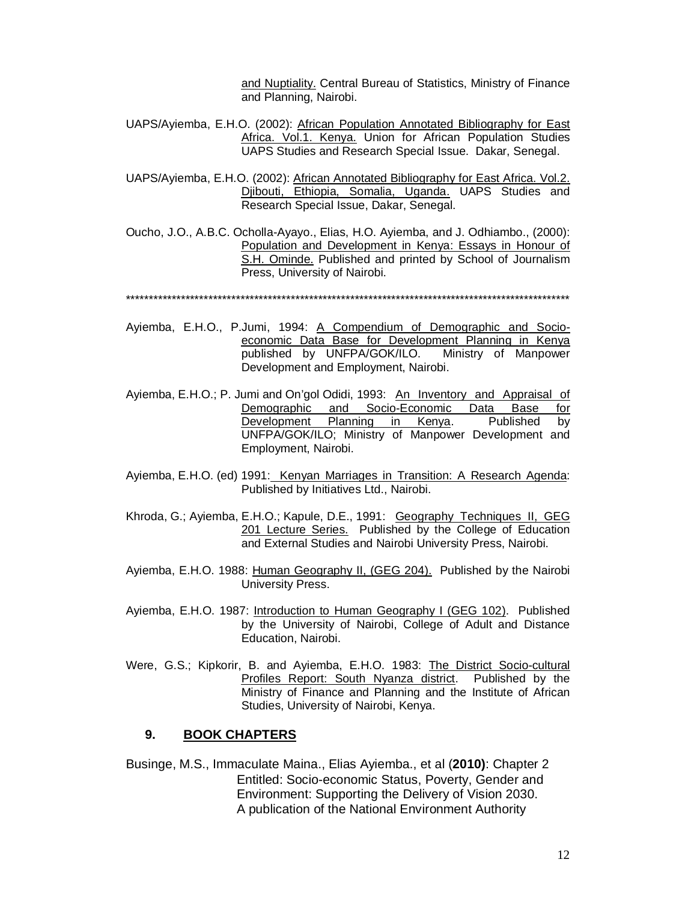and Nuptiality. Central Bureau of Statistics, Ministry of Finance and Planning, Nairobi.

UAPS/Ayiemba, E.H.O. (2002): African Population Annotated Bibliography for East Africa. Vol.1. Kenya. Union for African Population Studies UAPS Studies and Research Special Issue. Dakar, Senegal.

UAPS/Ayiemba, E.H.O. (2002): African Annotated Bibliography for East Africa. Vol.2. Djibouti, Ethiopia, Somalia, Uganda. UAPS Studies and Research Special Issue, Dakar, Senegal.

Oucho, J.O., A.B.C. Ocholla-Ayayo., Elias, H.O. Ayiemba, and J. Odhiambo., (2000): Population and Development in Kenya: Essays in Honour of S.H. Ominde. Published and printed by School of Journalism Press, University of Nairobi.

****************************************************************************************************

Ayiemba, E.H.O., P.Jumi, 1994: A Compendium of Demographic and Socio-economic Data Base for Development Planning in Kenya published by UNFPA/GOK/ILO. Ministry of Manpower Development and Employment, Nairobi.

Ayiemba, E.H.O.; P. Jumi and On'gol Odidi, 1993: An Inventory and Appraisal of Demographic and Socio-Economic Data Base for Development Planning in Kenya. Published by UNFPA/GOK/ILO; Ministry of Manpower Development and Employment, Nairobi.

Ayiemba, E.H.O. (ed) 1991: Kenyan Marriages in Transition: A Research Agenda: Published by Initiatives Ltd., Nairobi.

Khroda, G.; Ayiemba, E.H.O.; Kapule, D.E., 1991: Geography Techniques II, GEG 201 Lecture Series. Published by the College of Education and External Studies and Nairobi University Press, Nairobi.

Ayiemba, E.H.O. 1988: Human Geography II, (GEG 204). Published by the Nairobi University Press.

Ayiemba, E.H.O. 1987: Introduction to Human Geography I (GEG 102). Published by the University of Nairobi, College of Adult and Distance Education, Nairobi.

Were, G.S.; Kipkorir, B. and Ayiemba, E.H.O. 1983: The District Socio-cultural Profiles Report: South Nyanza district. Published by the Ministry of Finance and Planning and the Institute of African Studies, University of Nairobi, Kenya.

## 9. BOOK CHAPTERS

Businge, M.S., Immaculate Maina., Elias Ayiemba., et al (**2010)**: Chapter 2 Entitled: Socio-economic Status, Poverty, Gender and Environment: Supporting the Delivery of Vision 2030. A publication of the National Environment Authority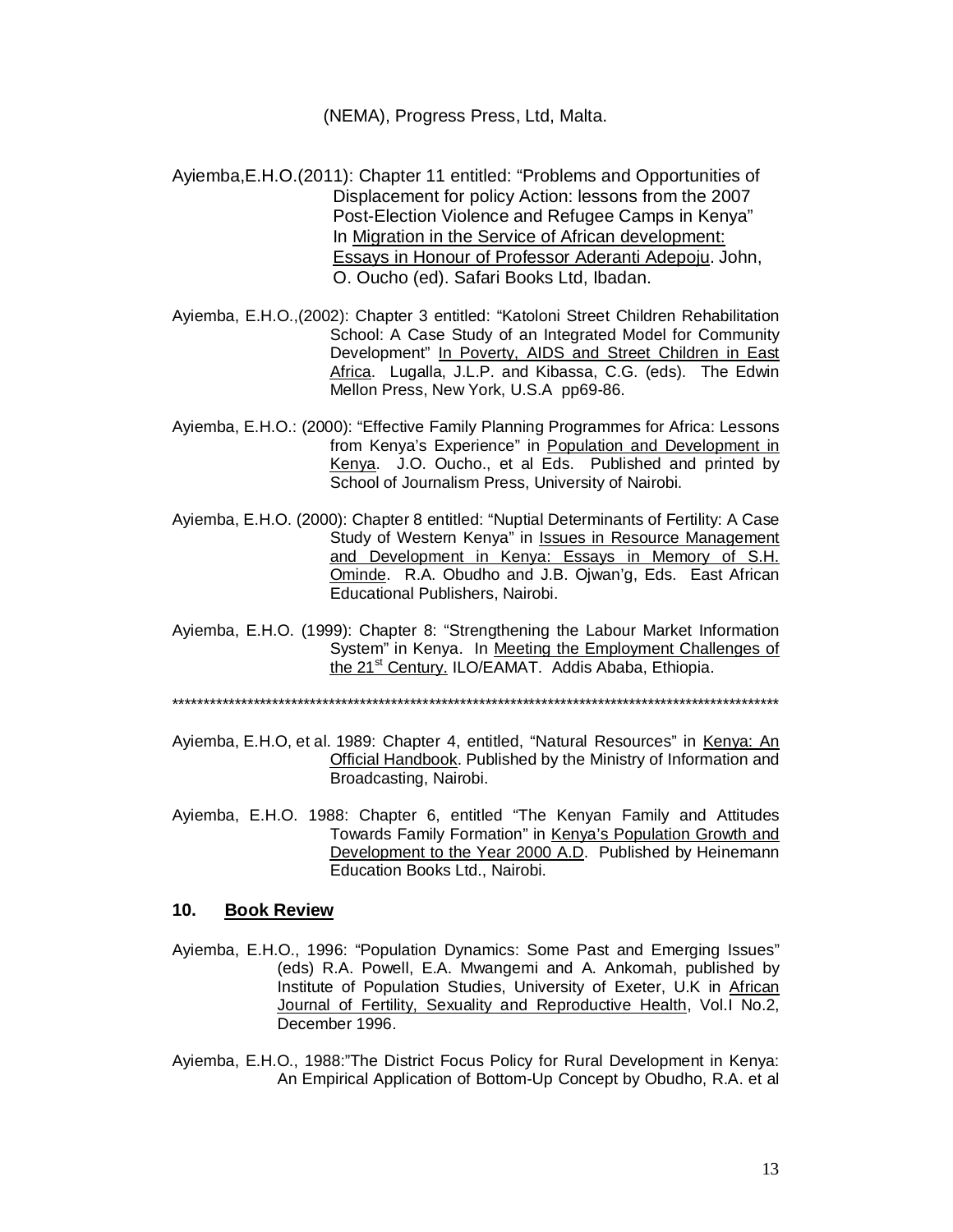(NEMA), Progress Press, Ltd, Malta.

Ayiemba,E.H.O.(2011): Chapter 11 entitled: "Problems and Opportunities of Displacement for policy Action: lessons from the 2007 Post-Election Violence and Refugee Camps in Kenya" In Migration in the Service of African development: Essays in Honour of Professor Aderanti Adepoju. John, O. Oucho (ed). Safari Books Ltd, Ibadan.

Ayiemba, E.H.O.,(2002): Chapter 3 entitled: "Katoloni Street Children Rehabilitation School: A Case Study of an Integrated Model for Community Development" In Poverty, AIDS and Street Children in East Africa. Lugalla, J.L.P. and Kibassa, C.G. (eds). The Edwin Mellon Press, New York, U.S.A pp69-86.

Ayiemba, E.H.O.: (2000): "Effective Family Planning Programmes for Africa: Lessons from Kenya's Experience" in Population and Development in Kenya. J.O. Oucho., et al Eds. Published and printed by School of Journalism Press, University of Nairobi.

Ayiemba, E.H.O. (2000): Chapter 8 entitled: "Nuptial Determinants of Fertility: A Case Study of Western Kenya" in Issues in Resource Management and Development in Kenya: Essays in Memory of S.H. Ominde. R.A. Obudho and J.B. Ojwan'g, Eds. East African Educational Publishers, Nairobi.

Ayiemba, E.H.O. (1999): Chapter 8: "Strengthening the Labour Market Information System" in Kenya. In Meeting the Employment Challenges of the 21st Century. ILO/EAMAT. Addis Ababa, Ethiopia.

**************************************************************************************************

Ayiemba, E.H.O, et al. 1989: Chapter 4, entitled, "Natural Resources" in Kenya: An Official Handbook. Published by the Ministry of Information and Broadcasting, Nairobi.

Ayiemba, E.H.O. 1988: Chapter 6, entitled "The Kenyan Family and Attitudes Towards Family Formation" in Kenya's Population Growth and Development to the Year 2000 A.D. Published by Heinemann Education Books Ltd., Nairobi.

## 10. Book Review

Ayiemba, E.H.O., 1996: "Population Dynamics: Some Past and Emerging Issues" (eds) R.A. Powell, E.A. Mwangemi and A. Ankomah, published by Institute of Population Studies, University of Exeter, U.K in African Journal of Fertility, Sexuality and Reproductive Health, Vol.I No.2, December 1996.

Ayiemba, E.H.O., 1988:"The District Focus Policy for Rural Development in Kenya: An Empirical Application of Bottom-Up Concept by Obudho, R.A. et al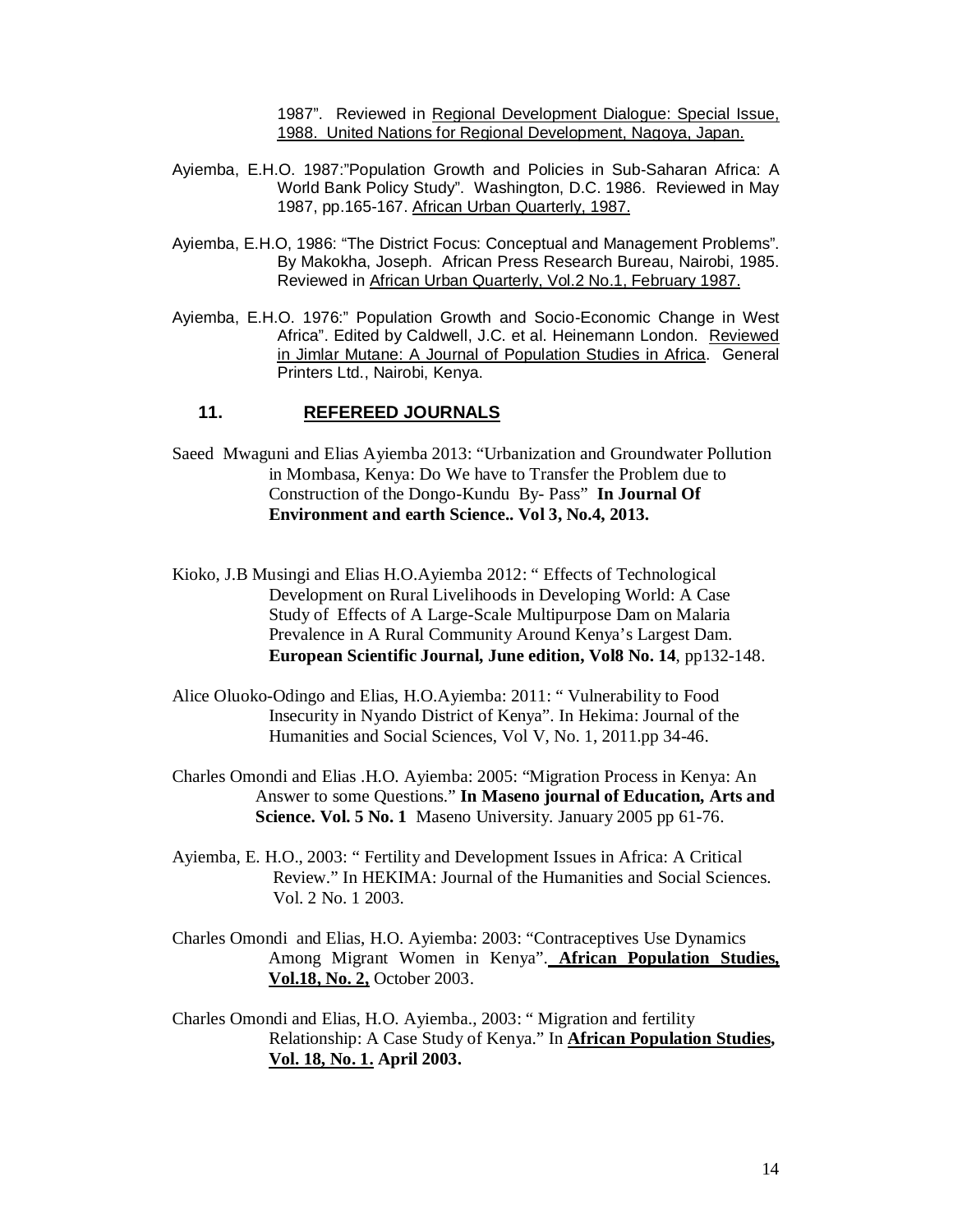1987". Reviewed in <u>Regional Development Dialogue: Special Issue, 1988. United Nations for Regional Development, Nagoya, Japan.</u>

Ayiemba, E.H.O. 1987:"Population Growth and Policies in Sub-Saharan Africa: A World Bank Policy Study". Washington, D.C. 1986. Reviewed in May 1987, pp.165-167. <u>African Urban Quarterly, 1987.</u>

Ayiemba, E.H.O, 1986: "The District Focus: Conceptual and Management Problems". By Makokha, Joseph. African Press Research Bureau, Nairobi, 1985. Reviewed in <u>African Urban Quarterly, Vol.2 No.1, February 1987.</u>

Ayiemba, E.H.O. 1976:" Population Growth and Socio-Economic Change in West Africa". Edited by Caldwell, J.C. et al. Heinemann London. <u>Reviewed in Jimlar Mutane: A Journal of Population Studies in Africa</u>. General Printers Ltd., Nairobi, Kenya.

## 11. REFEREED JOURNALS

Saeed Mwaguni and Elias Ayiemba 2013: "Urbanization and Groundwater Pollution in Mombasa, Kenya: Do We have to Transfer the Problem due to Construction of the Dongo-Kundu By- Pass" **In Journal Of Environment and earth Science.. Vol 3, No.4, 2013.**

Kioko, J.B Musingi and Elias H.O.Ayiemba 2012: " Effects of Technological Development on Rural Livelihoods in Developing World: A Case Study of Effects of A Large-Scale Multipurpose Dam on Malaria Prevalence in A Rural Community Around Kenya's Largest Dam. **European Scientific Journal, June edition, Vol8 No. 14**, pp132-148.

Alice Oluoko-Odingo and Elias, H.O.Ayiemba: 2011: " Vulnerability to Food Insecurity in Nyando District of Kenya". In Hekima: Journal of the Humanities and Social Sciences, Vol V, No. 1, 2011.pp 34-46.

Charles Omondi and Elias .H.O. Ayiemba: 2005: "Migration Process in Kenya: An Answer to some Questions." **In Maseno journal of Education, Arts and Science. Vol. 5 No. 1** Maseno University. January 2005 pp 61-76.

Ayiemba, E. H.O., 2003: " Fertility and Development Issues in Africa: A Critical Review." In HEKIMA: Journal of the Humanities and Social Sciences. Vol. 2 No. 1 2003.

Charles Omondi and Elias, H.O. Ayiemba: 2003: "Contraceptives Use Dynamics Among Migrant Women in Kenya". **<u>African Population Studies, Vol.18, No. 2,</u>** October 2003.

Charles Omondi and Elias, H.O. Ayiemba., 2003: " Migration and fertility Relationship: A Case Study of Kenya." In **<u>African Population Studies, Vol. 18, No. 1.</u> April 2003.**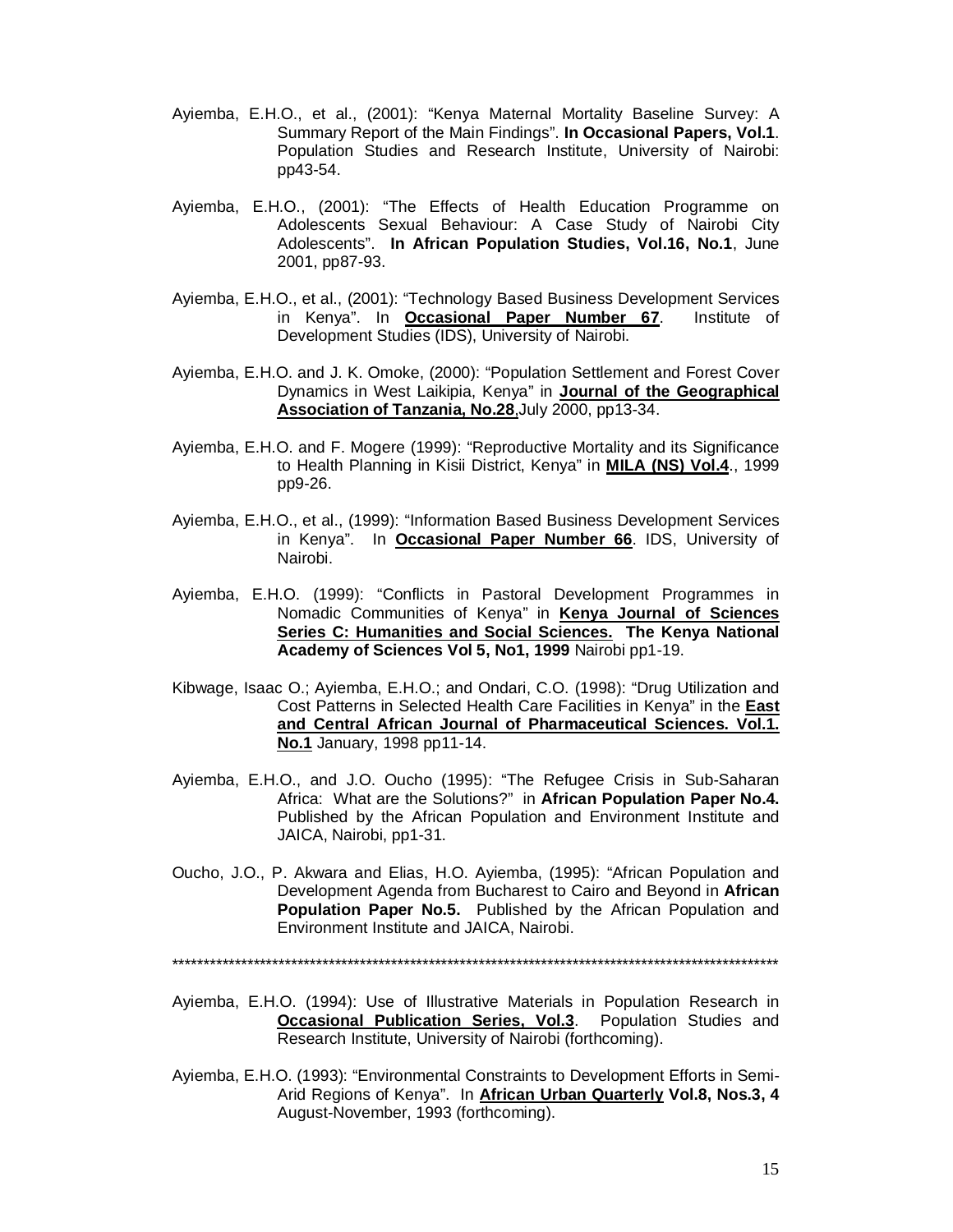Ayiemba, E.H.O., et al., (2001): "Kenya Maternal Mortality Baseline Survey: A Summary Report of the Main Findings". **In Occasional Papers, Vol.1**. Population Studies and Research Institute, University of Nairobi: pp43-54.

Ayiemba, E.H.O., (2001): "The Effects of Health Education Programme on Adolescents Sexual Behaviour: A Case Study of Nairobi City Adolescents". **In African Population Studies, Vol.16, No.1**, June 2001, pp87-93.

Ayiemba, E.H.O., et al., (2001): "Technology Based Business Development Services in Kenya". In **<u>Occasional Paper Number 67</u>**. Institute of Development Studies (IDS), University of Nairobi.

Ayiemba, E.H.O. and J. K. Omoke, (2000): "Population Settlement and Forest Cover Dynamics in West Laikipia, Kenya" in **<u>Journal of the Geographical Association of Tanzania, No.28</u>**,July 2000, pp13-34.

Ayiemba, E.H.O. and F. Mogere (1999): "Reproductive Mortality and its Significance to Health Planning in Kisii District, Kenya" in **<u>MILA (NS) Vol.4</u>**., 1999 pp9-26.

Ayiemba, E.H.O., et al., (1999): "Information Based Business Development Services in Kenya". In **<u>Occasional Paper Number 66</u>**. IDS, University of Nairobi.

Ayiemba, E.H.O. (1999): "Conflicts in Pastoral Development Programmes in Nomadic Communities of Kenya" in **<u>Kenya Journal of Sciences Series C: Humanities and Social Sciences.</u> The Kenya National Academy of Sciences Vol 5, No1, 1999** Nairobi pp1-19.

Kibwage, Isaac O.; Ayiemba, E.H.O.; and Ondari, C.O. (1998): "Drug Utilization and Cost Patterns in Selected Health Care Facilities in Kenya" in the **<u>East and Central African Journal of Pharmaceutical Sciences. Vol.1. No.1</u>** January, 1998 pp11-14.

Ayiemba, E.H.O., and J.O. Oucho (1995): "The Refugee Crisis in Sub-Saharan Africa: What are the Solutions?" in **African Population Paper No.4.** Published by the African Population and Environment Institute and JAICA, Nairobi, pp1-31.

Oucho, J.O., P. Akwara and Elias, H.O. Ayiemba, (1995): "African Population and Development Agenda from Bucharest to Cairo and Beyond in **African Population Paper No.5.** Published by the African Population and Environment Institute and JAICA, Nairobi.

****************************************************************************************************

Ayiemba, E.H.O. (1994): Use of Illustrative Materials in Population Research in **<u>Occasional Publication Series, Vol.3</u>**. Population Studies and Research Institute, University of Nairobi (forthcoming).

Ayiemba, E.H.O. (1993): "Environmental Constraints to Development Efforts in Semi-Arid Regions of Kenya". In **<u>African Urban Quarterly</u> Vol.8, Nos.3, 4** August-November, 1993 (forthcoming).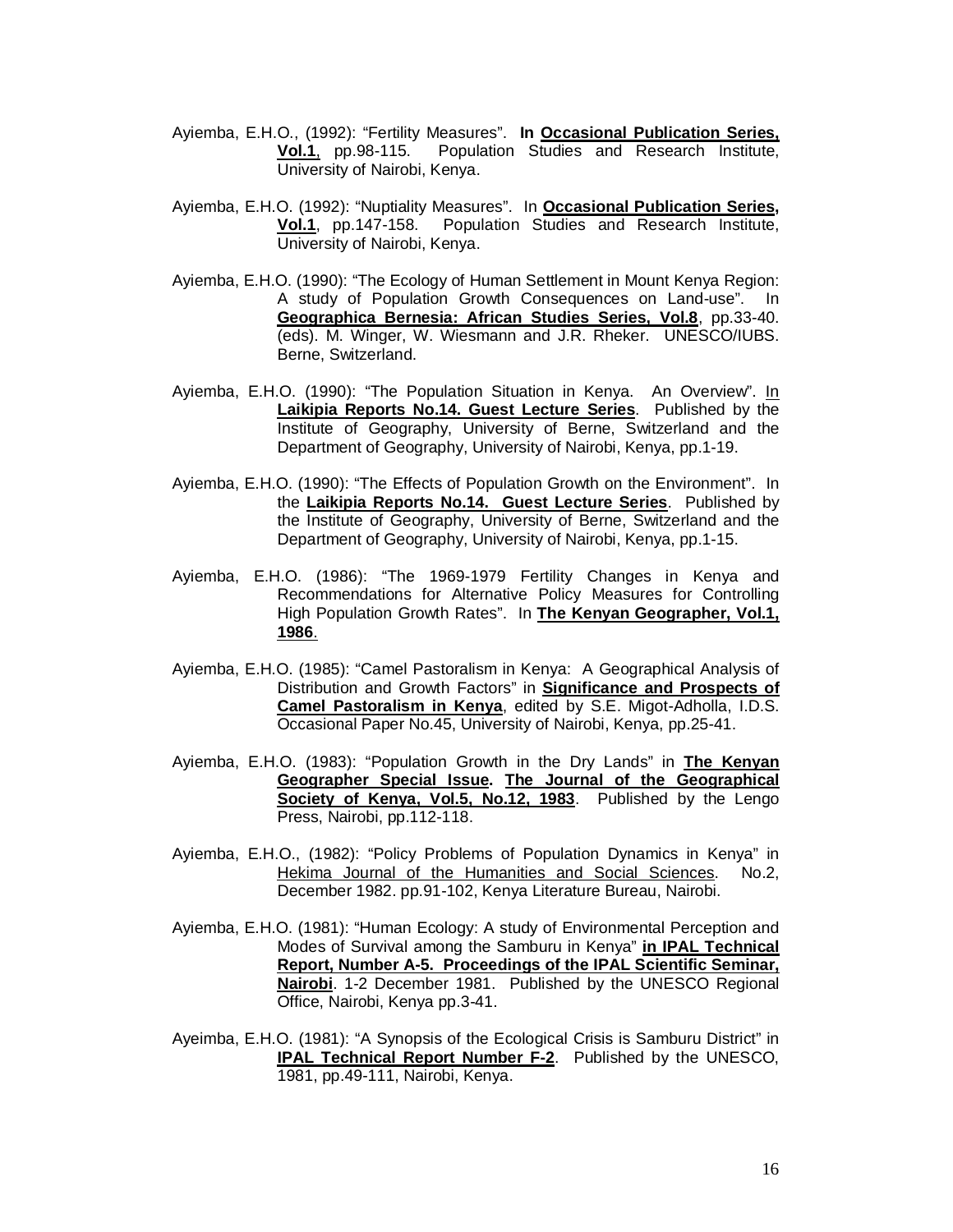Ayiemba, E.H.O., (1992): "Fertility Measures". **In Occasional Publication Series, Vol.1**, pp.98-115. Population Studies and Research Institute, University of Nairobi, Kenya.

Ayiemba, E.H.O. (1992): "Nuptiality Measures". In **Occasional Publication Series, Vol.1**, pp.147-158. Population Studies and Research Institute, University of Nairobi, Kenya.

Ayiemba, E.H.O. (1990): "The Ecology of Human Settlement in Mount Kenya Region: A study of Population Growth Consequences on Land-use". In **Geographica Bernesia: African Studies Series, Vol.8**, pp.33-40. (eds). M. Winger, W. Wiesmann and J.R. Rheker. UNESCO/IUBS. Berne, Switzerland.

Ayiemba, E.H.O. (1990): "The Population Situation in Kenya. An Overview". In **Laikipia Reports No.14. Guest Lecture Series**. Published by the Institute of Geography, University of Berne, Switzerland and the Department of Geography, University of Nairobi, Kenya, pp.1-19.

Ayiemba, E.H.O. (1990): "The Effects of Population Growth on the Environment". In the **Laikipia Reports No.14. Guest Lecture Series**. Published by the Institute of Geography, University of Berne, Switzerland and the Department of Geography, University of Nairobi, Kenya, pp.1-15.

Ayiemba, E.H.O. (1986): "The 1969-1979 Fertility Changes in Kenya and Recommendations for Alternative Policy Measures for Controlling High Population Growth Rates". In **The Kenyan Geographer, Vol.1, 1986**.

Ayiemba, E.H.O. (1985): "Camel Pastoralism in Kenya: A Geographical Analysis of Distribution and Growth Factors" in **Significance and Prospects of Camel Pastoralism in Kenya**, edited by S.E. Migot-Adholla, I.D.S. Occasional Paper No.45, University of Nairobi, Kenya, pp.25-41.

Ayiemba, E.H.O. (1983): "Population Growth in the Dry Lands" in **The Kenyan Geographer Special Issue. The Journal of the Geographical Society of Kenya, Vol.5, No.12, 1983**. Published by the Lengo Press, Nairobi, pp.112-118.

Ayiemba, E.H.O., (1982): "Policy Problems of Population Dynamics in Kenya" in Hekima Journal of the Humanities and Social Sciences. No.2, December 1982. pp.91-102, Kenya Literature Bureau, Nairobi.

Ayiemba, E.H.O. (1981): "Human Ecology: A study of Environmental Perception and Modes of Survival among the Samburu in Kenya" **in IPAL Technical Report, Number A-5. Proceedings of the IPAL Scientific Seminar, Nairobi**. 1-2 December 1981. Published by the UNESCO Regional Office, Nairobi, Kenya pp.3-41.

Ayeimba, E.H.O. (1981): "A Synopsis of the Ecological Crisis is Samburu District" in **IPAL Technical Report Number F-2**. Published by the UNESCO, 1981, pp.49-111, Nairobi, Kenya.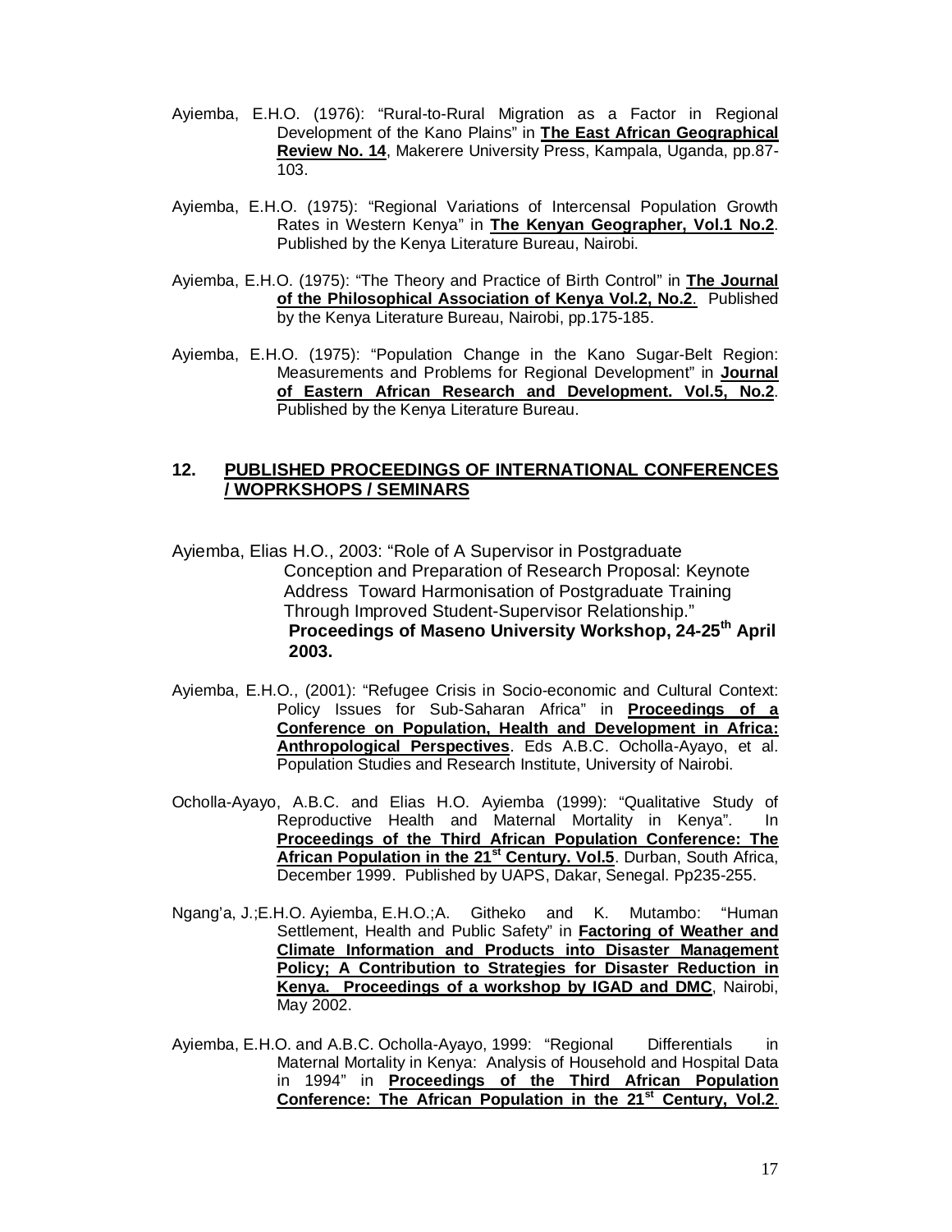Ayiemba, E.H.O. (1976): "Rural-to-Rural Migration as a Factor in Regional Development of the Kano Plains" in **The East African Geographical Review No. 14**, Makerere University Press, Kampala, Uganda, pp.87-103.

Ayiemba, E.H.O. (1975): "Regional Variations of Intercensal Population Growth Rates in Western Kenya" in **The Kenyan Geographer, Vol.1 No.2**. Published by the Kenya Literature Bureau, Nairobi.

Ayiemba, E.H.O. (1975): "The Theory and Practice of Birth Control" in **The Journal of the Philosophical Association of Kenya Vol.2, No.2**. Published by the Kenya Literature Bureau, Nairobi, pp.175-185.

Ayiemba, E.H.O. (1975): "Population Change in the Kano Sugar-Belt Region: Measurements and Problems for Regional Development" in **Journal of Eastern African Research and Development. Vol.5, No.2**. Published by the Kenya Literature Bureau.

## 12. PUBLISHED PROCEEDINGS OF INTERNATIONAL CONFERENCES / WOPRKSHOPS / SEMINARS

Ayiemba, Elias H.O., 2003: "Role of A Supervisor in Postgraduate Conception and Preparation of Research Proposal: Keynote Address Toward Harmonisation of Postgraduate Training Through Improved Student-Supervisor Relationship." **Proceedings of Maseno University Workshop, 24-25th April 2003.**

Ayiemba, E.H.O., (2001): "Refugee Crisis in Socio-economic and Cultural Context: Policy Issues for Sub-Saharan Africa" in **Proceedings of a Conference on Population, Health and Development in Africa: Anthropological Perspectives**. Eds A.B.C. Ocholla-Ayayo, et al. Population Studies and Research Institute, University of Nairobi.

Ocholla-Ayayo, A.B.C. and Elias H.O. Ayiemba (1999): "Qualitative Study of Reproductive Health and Maternal Mortality in Kenya". In **Proceedings of the Third African Population Conference: The African Population in the 21st Century. Vol.5**. Durban, South Africa, December 1999. Published by UAPS, Dakar, Senegal. Pp235-255.

Ngang'a, J.;E.H.O. Ayiemba, E.H.O.;A. Githeko and K. Mutambo: "Human Settlement, Health and Public Safety" in **Factoring of Weather and Climate Information and Products into Disaster Management Policy; A Contribution to Strategies for Disaster Reduction in Kenya. Proceedings of a workshop by IGAD and DMC**, Nairobi, May 2002.

Ayiemba, E.H.O. and A.B.C. Ocholla-Ayayo, 1999: "Regional Differentials in Maternal Mortality in Kenya: Analysis of Household and Hospital Data in 1994" in **Proceedings of the Third African Population Conference: The African Population in the 21st Century, Vol.2**.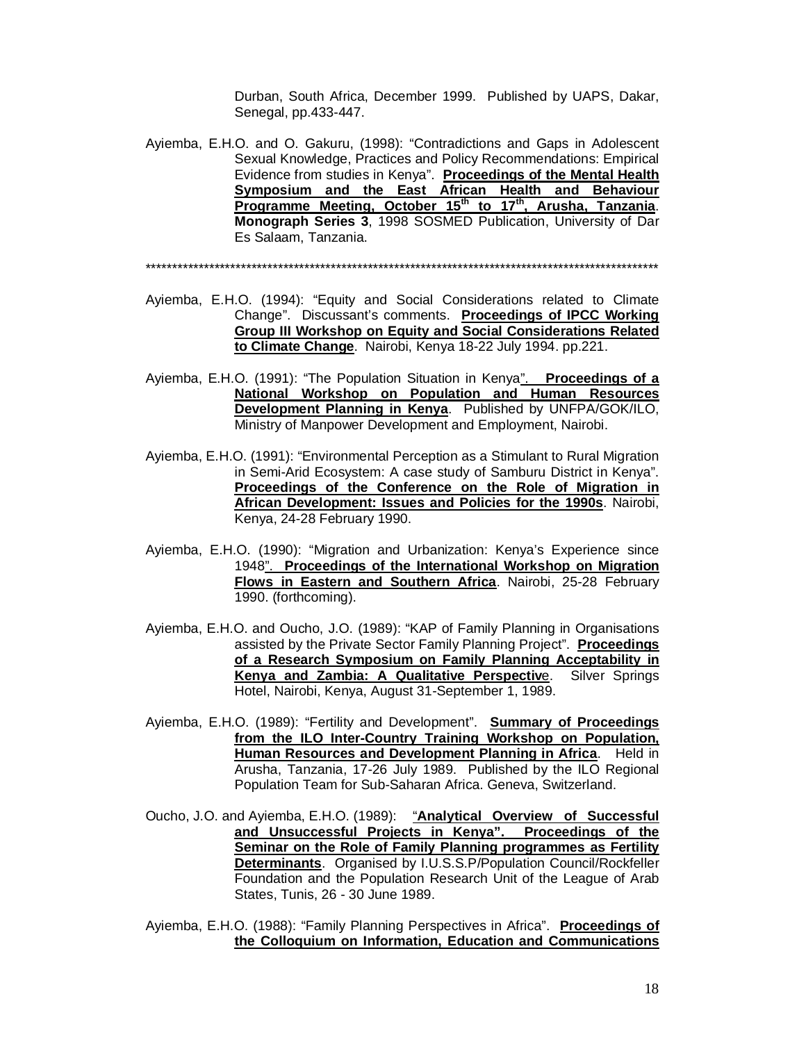Durban, South Africa, December 1999. Published by UAPS, Dakar, Senegal, pp.433-447.

Ayiemba, E.H.O. and O. Gakuru, (1998): "Contradictions and Gaps in Adolescent Sexual Knowledge, Practices and Policy Recommendations: Empirical Evidence from studies in Kenya". **Proceedings of the Mental Health Symposium and the East African Health and Behaviour Programme Meeting, October 15th to 17th, Arusha, Tanzania**. **Monograph Series 3**, 1998 SOSMED Publication, University of Dar Es Salaam, Tanzania.

****************************************************************************************************

Ayiemba, E.H.O. (1994): "Equity and Social Considerations related to Climate Change". Discussant's comments. **Proceedings of IPCC Working Group III Workshop on Equity and Social Considerations Related to Climate Change**. Nairobi, Kenya 18-22 July 1994. pp.221.

Ayiemba, E.H.O. (1991): "The Population Situation in Kenya". **Proceedings of a National Workshop on Population and Human Resources Development Planning in Kenya**. Published by UNFPA/GOK/ILO, Ministry of Manpower Development and Employment, Nairobi.

Ayiemba, E.H.O. (1991): "Environmental Perception as a Stimulant to Rural Migration in Semi-Arid Ecosystem: A case study of Samburu District in Kenya". **Proceedings of the Conference on the Role of Migration in African Development: Issues and Policies for the 1990s**. Nairobi, Kenya, 24-28 February 1990.

Ayiemba, E.H.O. (1990): "Migration and Urbanization: Kenya's Experience since 1948". **Proceedings of the International Workshop on Migration Flows in Eastern and Southern Africa**. Nairobi, 25-28 February 1990. (forthcoming).

Ayiemba, E.H.O. and Oucho, J.O. (1989): "KAP of Family Planning in Organisations assisted by the Private Sector Family Planning Project". **Proceedings of a Research Symposium on Family Planning Acceptability in Kenya and Zambia: A Qualitative Perspective**. Silver Springs Hotel, Nairobi, Kenya, August 31-September 1, 1989.

Ayiemba, E.H.O. (1989): "Fertility and Development". **Summary of Proceedings from the ILO Inter-Country Training Workshop on Population, Human Resources and Development Planning in Africa**. Held in Arusha, Tanzania, 17-26 July 1989. Published by the ILO Regional Population Team for Sub-Saharan Africa. Geneva, Switzerland.

Oucho, J.O. and Ayiemba, E.H.O. (1989): "**Analytical Overview of Successful and Unsuccessful Projects in Kenya". Proceedings of the Seminar on the Role of Family Planning programmes as Fertility Determinants**. Organised by I.U.S.S.P/Population Council/Rockfeller Foundation and the Population Research Unit of the League of Arab States, Tunis, 26 - 30 June 1989.

Ayiemba, E.H.O. (1988): "Family Planning Perspectives in Africa". **Proceedings of the Colloquium on Information, Education and Communications**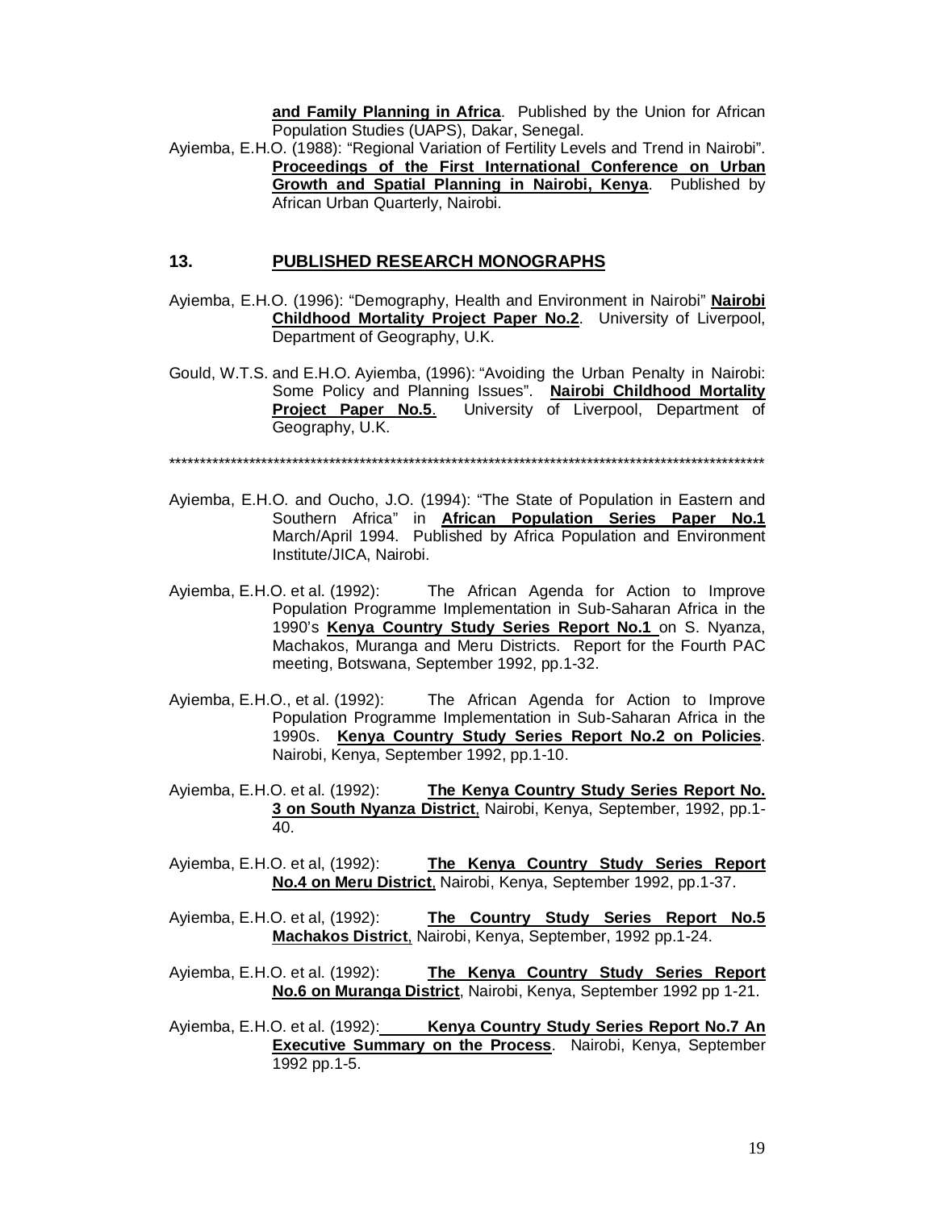**and Family Planning in Africa**. Published by the Union for African Population Studies (UAPS), Dakar, Senegal.

Ayiemba, E.H.O. (1988): "Regional Variation of Fertility Levels and Trend in Nairobi". **Proceedings of the First International Conference on Urban Growth and Spatial Planning in Nairobi, Kenya**. Published by African Urban Quarterly, Nairobi.

## 13. PUBLISHED RESEARCH MONOGRAPHS

Ayiemba, E.H.O. (1996): "Demography, Health and Environment in Nairobi" **Nairobi Childhood Mortality Project Paper No.2**. University of Liverpool, Department of Geography, U.K.

Gould, W.T.S. and E.H.O. Ayiemba, (1996): "Avoiding the Urban Penalty in Nairobi: Some Policy and Planning Issues". **Nairobi Childhood Mortality Project Paper No.5**. University of Liverpool, Department of Geography, U.K.

\*\*\*\*\*\*\*\*\*\*\*\*\*\*\*\*\*\*\*\*\*\*\*\*\*\*\*\*\*\*\*\*\*\*\*\*\*\*\*\*\*\*\*\*\*\*\*\*\*\*\*\*\*\*\*\*\*\*\*\*\*\*\*\*\*\*\*\*\*\*\*\*\*\*\*\*\*\*\*\*\*\*\*\*\*\*\*\*\*\*\*\*\*\*\*\*\*\*

Ayiemba, E.H.O. and Oucho, J.O. (1994): "The State of Population in Eastern and Southern Africa" in **African Population Series Paper No.1** March/April 1994. Published by Africa Population and Environment Institute/JICA, Nairobi.

Ayiemba, E.H.O. et al. (1992): The African Agenda for Action to Improve Population Programme Implementation in Sub-Saharan Africa in the 1990's **Kenya Country Study Series Report No.1** on S. Nyanza, Machakos, Muranga and Meru Districts. Report for the Fourth PAC meeting, Botswana, September 1992, pp.1-32.

Ayiemba, E.H.O., et al. (1992): The African Agenda for Action to Improve Population Programme Implementation in Sub-Saharan Africa in the 1990s. **Kenya Country Study Series Report No.2 on Policies**. Nairobi, Kenya, September 1992, pp.1-10.

Ayiemba, E.H.O. et al. (1992): **The Kenya Country Study Series Report No. 3 on South Nyanza District**, Nairobi, Kenya, September, 1992, pp.1-40.

Ayiemba, E.H.O. et al, (1992): **The Kenya Country Study Series Report No.4 on Meru District**, Nairobi, Kenya, September 1992, pp.1-37.

Ayiemba, E.H.O. et al, (1992): **The Country Study Series Report No.5 Machakos District**, Nairobi, Kenya, September, 1992 pp.1-24.

Ayiemba, E.H.O. et al. (1992): **The Kenya Country Study Series Report No.6 on Muranga District**, Nairobi, Kenya, September 1992 pp 1-21.

Ayiemba, E.H.O. et al. (1992): **Kenya Country Study Series Report No.7 An Executive Summary on the Process**. Nairobi, Kenya, September 1992 pp.1-5.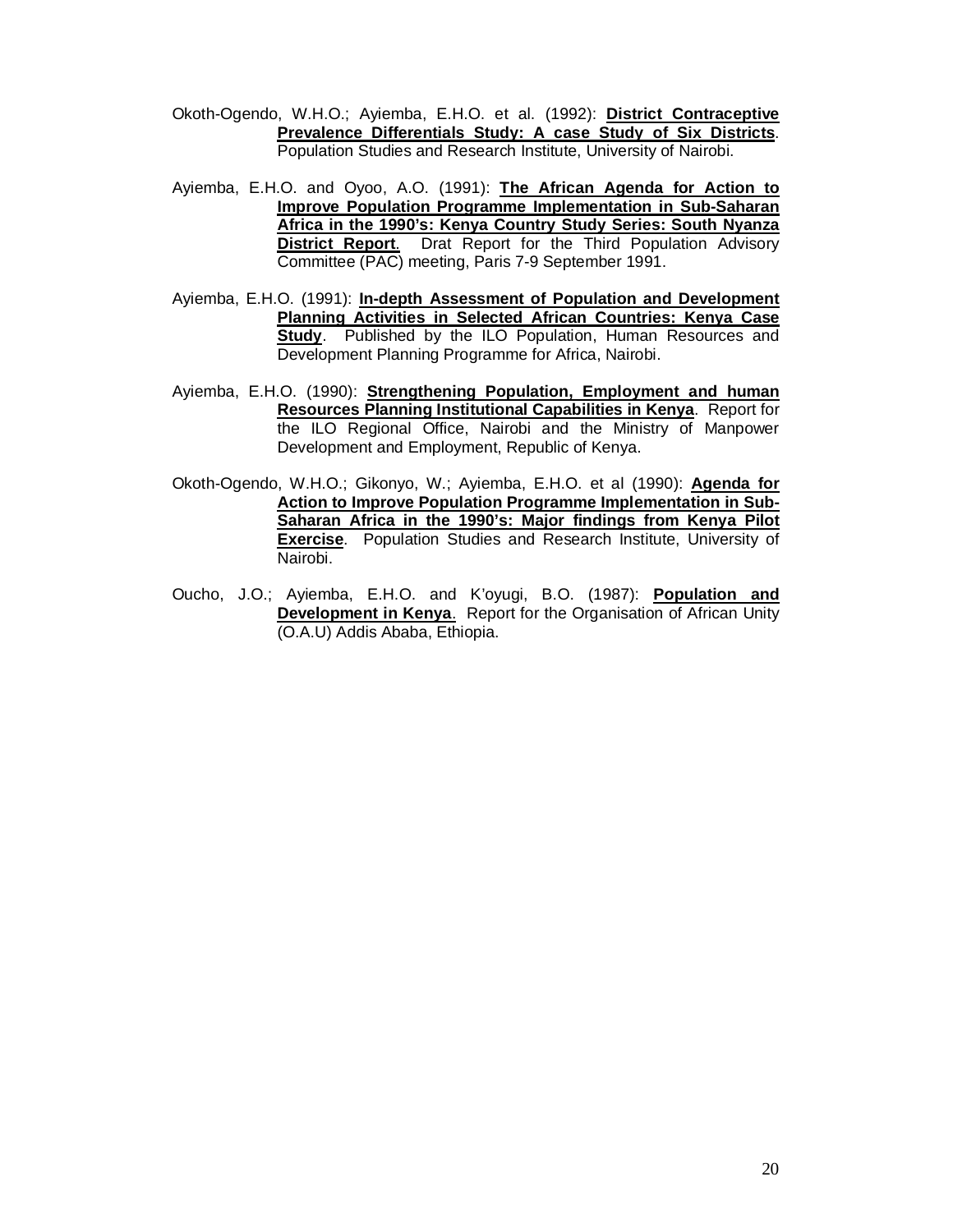Okoth-Ogendo, W.H.O.; Ayiemba, E.H.O. et al. (1992): **District Contraceptive Prevalence Differentials Study: A case Study of Six Districts**. Population Studies and Research Institute, University of Nairobi.

Ayiemba, E.H.O. and Oyoo, A.O. (1991): **The African Agenda for Action to Improve Population Programme Implementation in Sub-Saharan Africa in the 1990's: Kenya Country Study Series: South Nyanza District Report**. Drat Report for the Third Population Advisory Committee (PAC) meeting, Paris 7-9 September 1991.

Ayiemba, E.H.O. (1991): **In-depth Assessment of Population and Development Planning Activities in Selected African Countries: Kenya Case Study**. Published by the ILO Population, Human Resources and Development Planning Programme for Africa, Nairobi.

Ayiemba, E.H.O. (1990): **Strengthening Population, Employment and human Resources Planning Institutional Capabilities in Kenya**. Report for the ILO Regional Office, Nairobi and the Ministry of Manpower Development and Employment, Republic of Kenya.

Okoth-Ogendo, W.H.O.; Gikonyo, W.; Ayiemba, E.H.O. et al (1990): **Agenda for Action to Improve Population Programme Implementation in Sub-Saharan Africa in the 1990's: Major findings from Kenya Pilot Exercise**. Population Studies and Research Institute, University of Nairobi.

Oucho, J.O.; Ayiemba, E.H.O. and K'oyugi, B.O. (1987): **Population and Development in Kenya**. Report for the Organisation of African Unity (O.A.U) Addis Ababa, Ethiopia.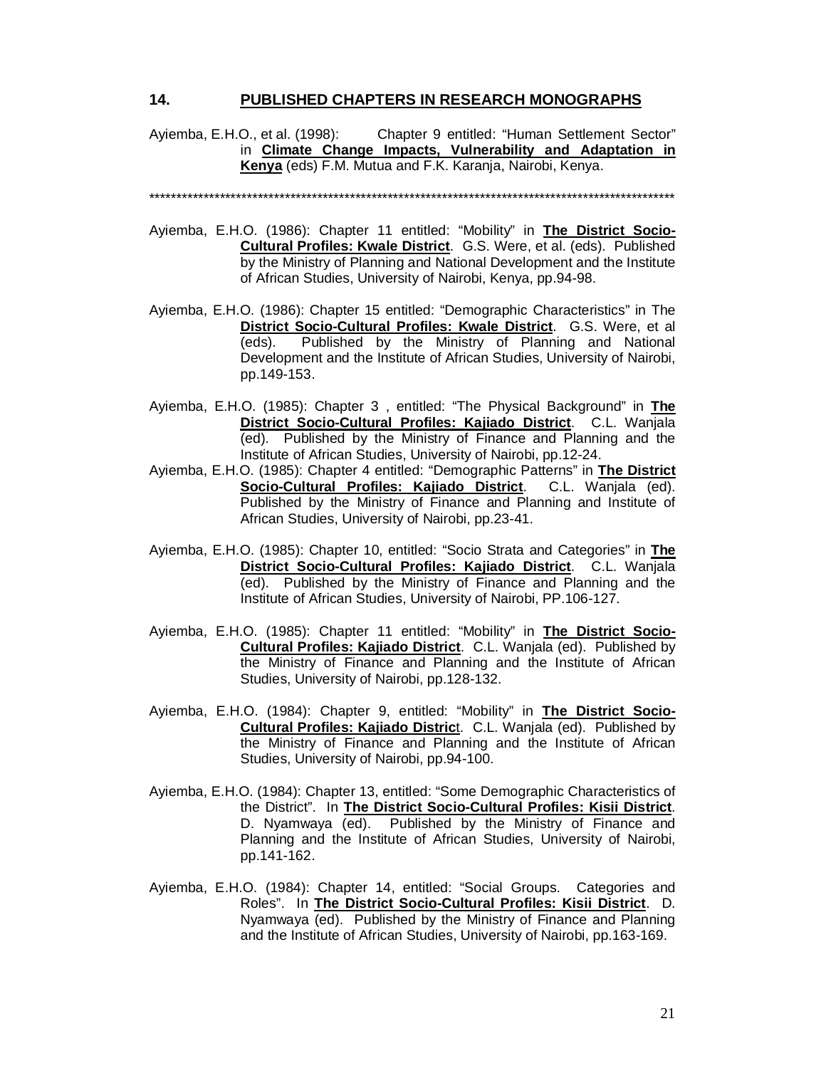## 14. PUBLISHED CHAPTERS IN RESEARCH MONOGRAPHS

Ayiemba, E.H.O., et al. (1998): Chapter 9 entitled: "Human Settlement Sector" in **Climate Change Impacts, Vulnerability and Adaptation in Kenya** (eds) F.M. Mutua and F.K. Karanja, Nairobi, Kenya.

****************************************************************************************************

Ayiemba, E.H.O. (1986): Chapter 11 entitled: "Mobility" in **The District Socio-Cultural Profiles: Kwale District**. G.S. Were, et al. (eds). Published by the Ministry of Planning and National Development and the Institute of African Studies, University of Nairobi, Kenya, pp.94-98.

Ayiemba, E.H.O. (1986): Chapter 15 entitled: "Demographic Characteristics" in The **District Socio-Cultural Profiles: Kwale District**. G.S. Were, et al (eds). Published by the Ministry of Planning and National Development and the Institute of African Studies, University of Nairobi, pp.149-153.

Ayiemba, E.H.O. (1985): Chapter 3 , entitled: "The Physical Background" in **The District Socio-Cultural Profiles: Kajiado District**. C.L. Wanjala (ed). Published by the Ministry of Finance and Planning and the Institute of African Studies, University of Nairobi, pp.12-24.

Ayiemba, E.H.O. (1985): Chapter 4 entitled: "Demographic Patterns" in **The District Socio-Cultural Profiles: Kajiado District**. C.L. Wanjala (ed). Published by the Ministry of Finance and Planning and Institute of African Studies, University of Nairobi, pp.23-41.

Ayiemba, E.H.O. (1985): Chapter 10, entitled: "Socio Strata and Categories" in **The District Socio-Cultural Profiles: Kajiado District**. C.L. Wanjala (ed). Published by the Ministry of Finance and Planning and the Institute of African Studies, University of Nairobi, PP.106-127.

Ayiemba, E.H.O. (1985): Chapter 11 entitled: "Mobility" in **The District Socio-Cultural Profiles: Kajiado District**. C.L. Wanjala (ed). Published by the Ministry of Finance and Planning and the Institute of African Studies, University of Nairobi, pp.128-132.

Ayiemba, E.H.O. (1984): Chapter 9, entitled: "Mobility" in **The District Socio-Cultural Profiles: Kajiado District**. C.L. Wanjala (ed). Published by the Ministry of Finance and Planning and the Institute of African Studies, University of Nairobi, pp.94-100.

Ayiemba, E.H.O. (1984): Chapter 13, entitled: "Some Demographic Characteristics of the District". In **The District Socio-Cultural Profiles: Kisii District**. D. Nyamwaya (ed). Published by the Ministry of Finance and Planning and the Institute of African Studies, University of Nairobi, pp.141-162.

Ayiemba, E.H.O. (1984): Chapter 14, entitled: "Social Groups. Categories and Roles". In **The District Socio-Cultural Profiles: Kisii District**. D. Nyamwaya (ed). Published by the Ministry of Finance and Planning and the Institute of African Studies, University of Nairobi, pp.163-169.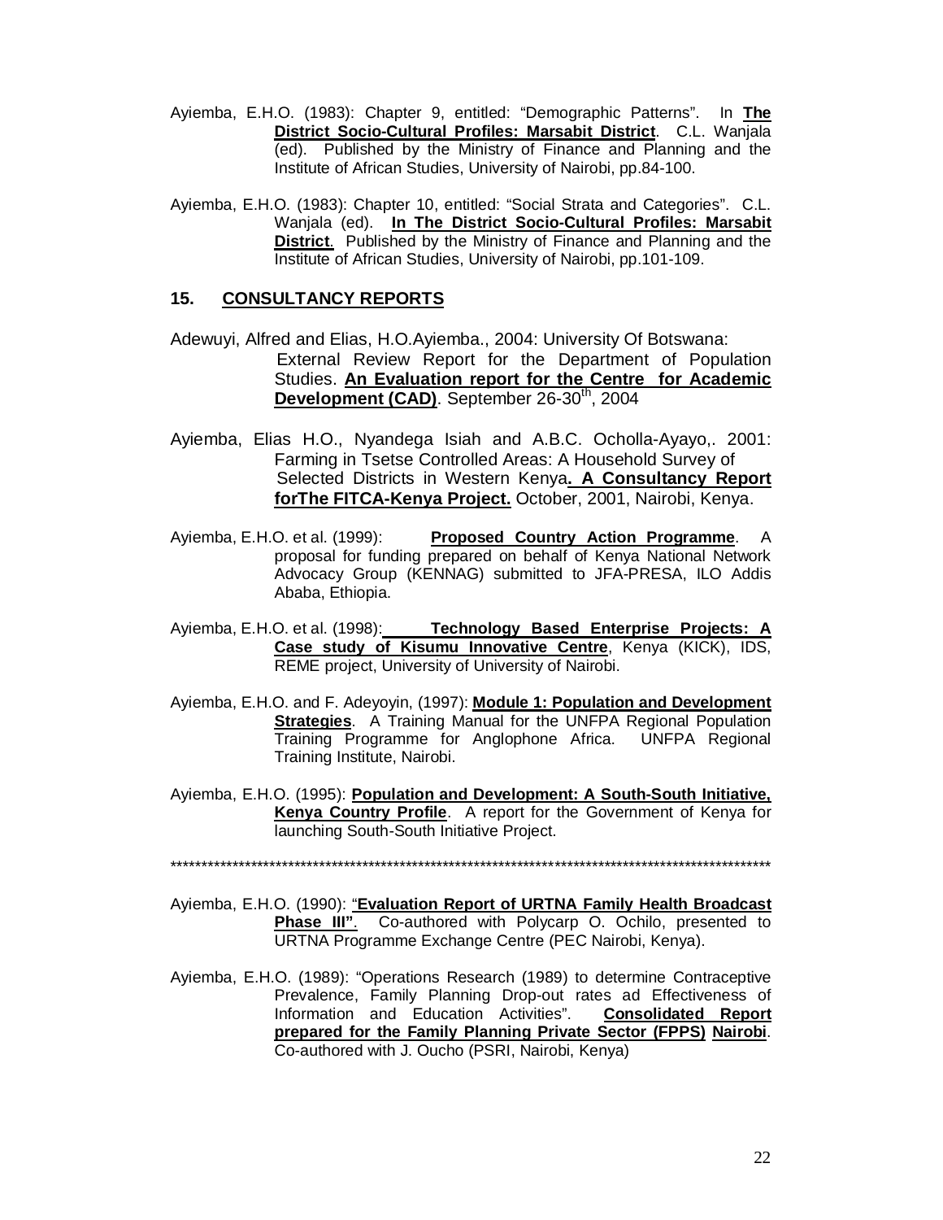Ayiemba, E.H.O. (1983): Chapter 9, entitled: "Demographic Patterns". In **The District Socio-Cultural Profiles: Marsabit District**. C.L. Wanjala (ed). Published by the Ministry of Finance and Planning and the Institute of African Studies, University of Nairobi, pp.84-100.

Ayiemba, E.H.O. (1983): Chapter 10, entitled: "Social Strata and Categories". C.L. Wanjala (ed). **In The District Socio-Cultural Profiles: Marsabit District**. Published by the Ministry of Finance and Planning and the Institute of African Studies, University of Nairobi, pp.101-109.

## 15. CONSULTANCY REPORTS

Adewuyi, Alfred and Elias, H.O.Ayiemba., 2004: University Of Botswana: External Review Report for the Department of Population Studies. **An Evaluation report for the Centre for Academic Development (CAD)**. September 26-30th, 2004

Ayiemba, Elias H.O., Nyandega Isiah and A.B.C. Ocholla-Ayayo,. 2001: Farming in Tsetse Controlled Areas: A Household Survey of Selected Districts in Western Kenya**. A Consultancy Report forThe FITCA-Kenya Project.** October, 2001, Nairobi, Kenya.

Ayiemba, E.H.O. et al. (1999): **Proposed Country Action Programme**. A proposal for funding prepared on behalf of Kenya National Network Advocacy Group (KENNAG) submitted to JFA-PRESA, ILO Addis Ababa, Ethiopia.

Ayiemba, E.H.O. et al. (1998): **Technology Based Enterprise Projects: A Case study of Kisumu Innovative Centre**, Kenya (KICK), IDS, REME project, University of University of Nairobi.

Ayiemba, E.H.O. and F. Adeyoyin, (1997): **Module 1: Population and Development Strategies**. A Training Manual for the UNFPA Regional Population Training Programme for Anglophone Africa. UNFPA Regional Training Institute, Nairobi.

Ayiemba, E.H.O. (1995): **Population and Development: A South-South Initiative, Kenya Country Profile**. A report for the Government of Kenya for launching South-South Initiative Project.

**************************************************************************************************

Ayiemba, E.H.O. (1990): "**Evaluation Report of URTNA Family Health Broadcast Phase III"**. Co-authored with Polycarp O. Ochilo, presented to URTNA Programme Exchange Centre (PEC Nairobi, Kenya).

Ayiemba, E.H.O. (1989): "Operations Research (1989) to determine Contraceptive Prevalence, Family Planning Drop-out rates ad Effectiveness of Information and Education Activities". **Consolidated Report prepared for the Family Planning Private Sector (FPPS) Nairobi**. Co-authored with J. Oucho (PSRI, Nairobi, Kenya)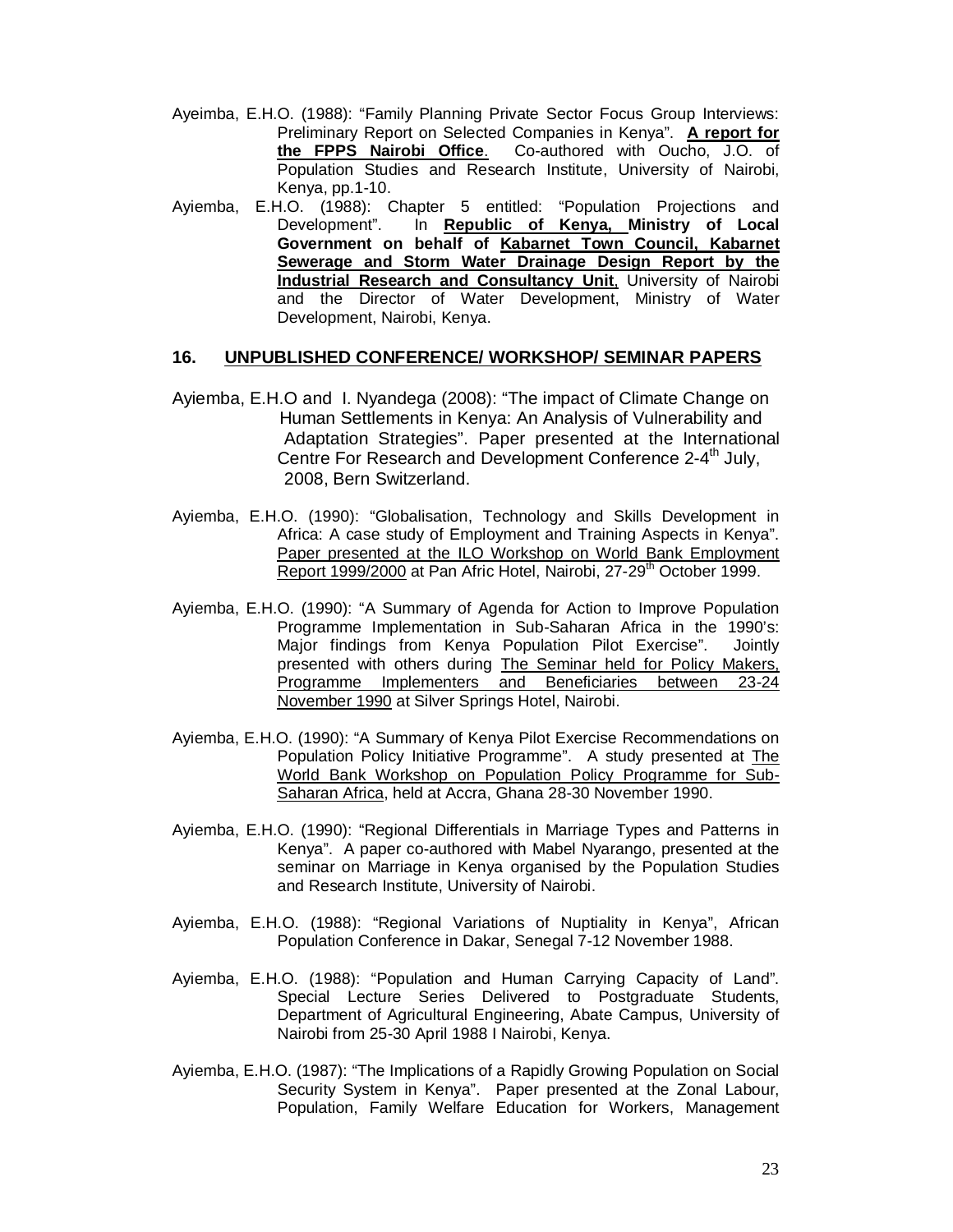Ayeimba, E.H.O. (1988): "Family Planning Private Sector Focus Group Interviews: Preliminary Report on Selected Companies in Kenya". **A report for the FPPS Nairobi Office**. Co-authored with Oucho, J.O. of Population Studies and Research Institute, University of Nairobi, Kenya, pp.1-10.

Ayiemba, E.H.O. (1988): Chapter 5 entitled: "Population Projections and Development". In **Republic of Kenya, Ministry of Local Government on behalf of Kabarnet Town Council, Kabarnet Sewerage and Storm Water Drainage Design Report by the Industrial Research and Consultancy Unit**, University of Nairobi and the Director of Water Development, Ministry of Water Development, Nairobi, Kenya.

## 16. UNPUBLISHED CONFERENCE/ WORKSHOP/ SEMINAR PAPERS

Ayiemba, E.H.O and I. Nyandega (2008): "The impact of Climate Change on Human Settlements in Kenya: An Analysis of Vulnerability and Adaptation Strategies". Paper presented at the International Centre For Research and Development Conference 2-4th July, 2008, Bern Switzerland.

Ayiemba, E.H.O. (1990): "Globalisation, Technology and Skills Development in Africa: A case study of Employment and Training Aspects in Kenya". Paper presented at the ILO Workshop on World Bank Employment Report 1999/2000 at Pan Afric Hotel, Nairobi, 27-29th October 1999.

Ayiemba, E.H.O. (1990): "A Summary of Agenda for Action to Improve Population Programme Implementation in Sub-Saharan Africa in the 1990's: Major findings from Kenya Population Pilot Exercise". Jointly presented with others during The Seminar held for Policy Makers, Programme Implementers and Beneficiaries between 23-24 November 1990 at Silver Springs Hotel, Nairobi.

Ayiemba, E.H.O. (1990): "A Summary of Kenya Pilot Exercise Recommendations on Population Policy Initiative Programme". A study presented at The World Bank Workshop on Population Policy Programme for Sub-Saharan Africa, held at Accra, Ghana 28-30 November 1990.

Ayiemba, E.H.O. (1990): "Regional Differentials in Marriage Types and Patterns in Kenya". A paper co-authored with Mabel Nyarango, presented at the seminar on Marriage in Kenya organised by the Population Studies and Research Institute, University of Nairobi.

Ayiemba, E.H.O. (1988): "Regional Variations of Nuptiality in Kenya", African Population Conference in Dakar, Senegal 7-12 November 1988.

Ayiemba, E.H.O. (1988): "Population and Human Carrying Capacity of Land". Special Lecture Series Delivered to Postgraduate Students, Department of Agricultural Engineering, Abate Campus, University of Nairobi from 25-30 April 1988 I Nairobi, Kenya.

Ayiemba, E.H.O. (1987): "The Implications of a Rapidly Growing Population on Social Security System in Kenya". Paper presented at the Zonal Labour, Population, Family Welfare Education for Workers, Management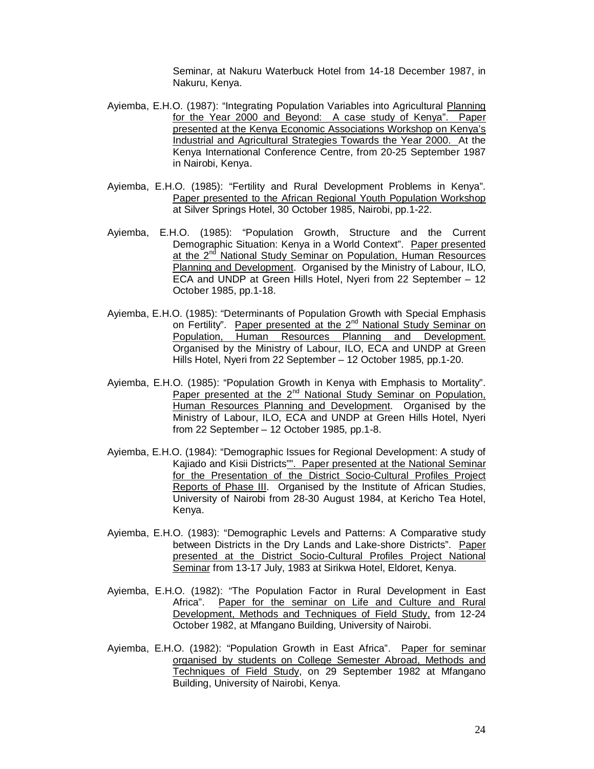Seminar, at Nakuru Waterbuck Hotel from 14-18 December 1987, in Nakuru, Kenya.

Ayiemba, E.H.O. (1987): "Integrating Population Variables into Agricultural Planning for the Year 2000 and Beyond: A case study of Kenya". Paper presented at the Kenya Economic Associations Workshop on Kenya's Industrial and Agricultural Strategies Towards the Year 2000. At the Kenya International Conference Centre, from 20-25 September 1987 in Nairobi, Kenya.

Ayiemba, E.H.O. (1985): "Fertility and Rural Development Problems in Kenya". Paper presented to the African Regional Youth Population Workshop at Silver Springs Hotel, 30 October 1985, Nairobi, pp.1-22.

Ayiemba, E.H.O. (1985): "Population Growth, Structure and the Current Demographic Situation: Kenya in a World Context". Paper presented at the 2nd National Study Seminar on Population, Human Resources Planning and Development. Organised by the Ministry of Labour, ILO, ECA and UNDP at Green Hills Hotel, Nyeri from 22 September – 12 October 1985, pp.1-18.

Ayiemba, E.H.O. (1985): "Determinants of Population Growth with Special Emphasis on Fertility". Paper presented at the 2nd National Study Seminar on Population, Human Resources Planning and Development. Organised by the Ministry of Labour, ILO, ECA and UNDP at Green Hills Hotel, Nyeri from 22 September – 12 October 1985, pp.1-20.

Ayiemba, E.H.O. (1985): "Population Growth in Kenya with Emphasis to Mortality". Paper presented at the 2nd National Study Seminar on Population, Human Resources Planning and Development. Organised by the Ministry of Labour, ILO, ECA and UNDP at Green Hills Hotel, Nyeri from 22 September – 12 October 1985, pp.1-8.

Ayiemba, E.H.O. (1984): "Demographic Issues for Regional Development: A study of Kajiado and Kisii Districts"". Paper presented at the National Seminar for the Presentation of the District Socio-Cultural Profiles Project Reports of Phase III. Organised by the Institute of African Studies, University of Nairobi from 28-30 August 1984, at Kericho Tea Hotel, Kenya.

Ayiemba, E.H.O. (1983): "Demographic Levels and Patterns: A Comparative study between Districts in the Dry Lands and Lake-shore Districts". Paper presented at the District Socio-Cultural Profiles Project National Seminar from 13-17 July, 1983 at Sirikwa Hotel, Eldoret, Kenya.

Ayiemba, E.H.O. (1982): "The Population Factor in Rural Development in East Africa". Paper for the seminar on Life and Culture and Rural Development, Methods and Techniques of Field Study, from 12-24 October 1982, at Mfangano Building, University of Nairobi.

Ayiemba, E.H.O. (1982): "Population Growth in East Africa". Paper for seminar organised by students on College Semester Abroad, Methods and Techniques of Field Study, on 29 September 1982 at Mfangano Building, University of Nairobi, Kenya.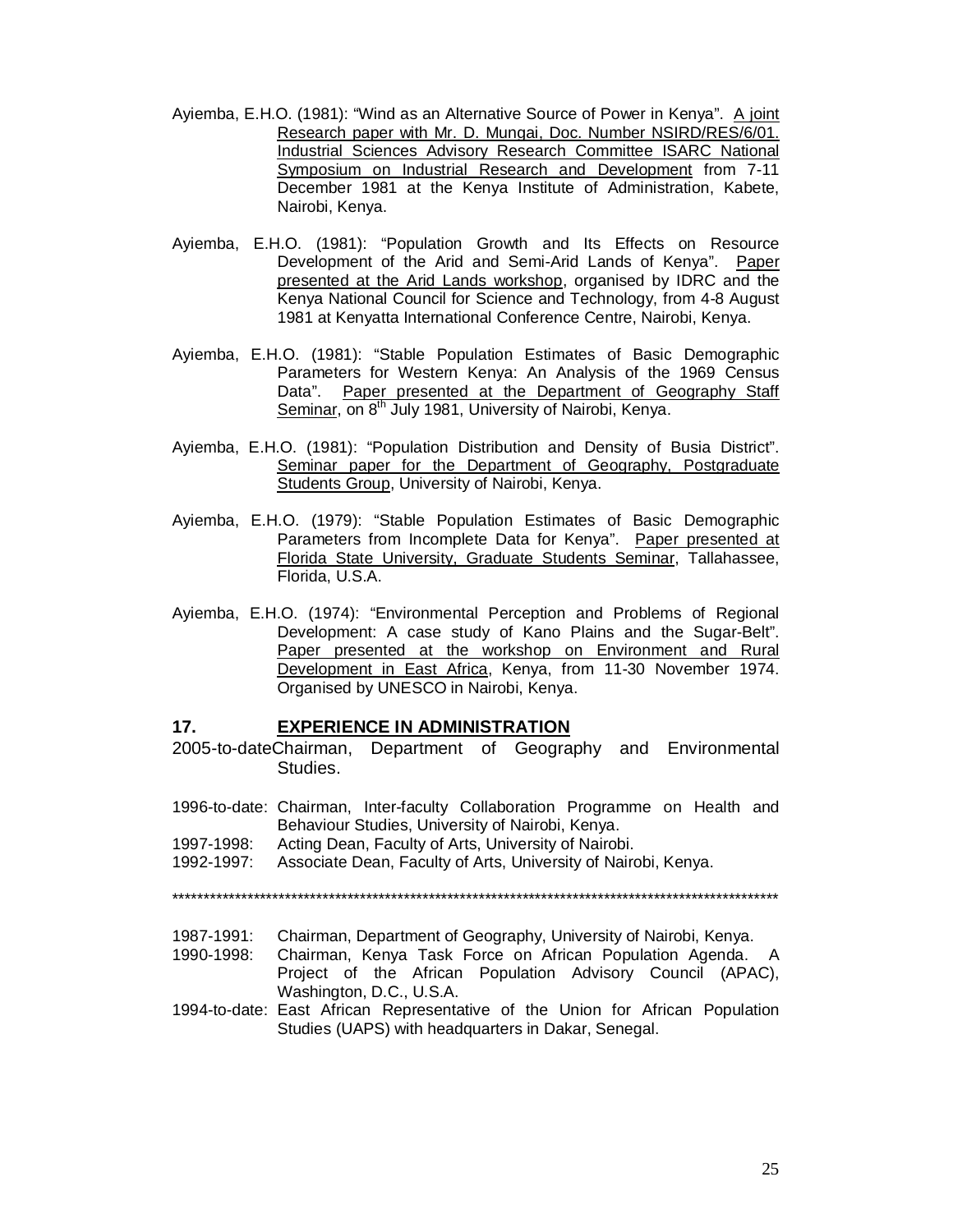Ayiemba, E.H.O. (1981): "Wind as an Alternative Source of Power in Kenya". A joint Research paper with Mr. D. Mungai, Doc. Number NSIRD/RES/6/01. Industrial Sciences Advisory Research Committee ISARC National Symposium on Industrial Research and Development from 7-11 December 1981 at the Kenya Institute of Administration, Kabete, Nairobi, Kenya.

Ayiemba, E.H.O. (1981): "Population Growth and Its Effects on Resource Development of the Arid and Semi-Arid Lands of Kenya". Paper presented at the Arid Lands workshop, organised by IDRC and the Kenya National Council for Science and Technology, from 4-8 August 1981 at Kenyatta International Conference Centre, Nairobi, Kenya.

Ayiemba, E.H.O. (1981): "Stable Population Estimates of Basic Demographic Parameters for Western Kenya: An Analysis of the 1969 Census Data". Paper presented at the Department of Geography Staff Seminar, on 8th July 1981, University of Nairobi, Kenya.

Ayiemba, E.H.O. (1981): "Population Distribution and Density of Busia District". Seminar paper for the Department of Geography, Postgraduate Students Group, University of Nairobi, Kenya.

Ayiemba, E.H.O. (1979): "Stable Population Estimates of Basic Demographic Parameters from Incomplete Data for Kenya". Paper presented at Florida State University, Graduate Students Seminar, Tallahassee, Florida, U.S.A.

Ayiemba, E.H.O. (1974): "Environmental Perception and Problems of Regional Development: A case study of Kano Plains and the Sugar-Belt". Paper presented at the workshop on Environment and Rural Development in East Africa, Kenya, from 11-30 November 1974. Organised by UNESCO in Nairobi, Kenya.

## 17. EXPERIENCE IN ADMINISTRATION

2005-to-date Chairman, Department of Geography and Environmental Studies.

1996-to-date: Chairman, Inter-faculty Collaboration Programme on Health and Behaviour Studies, University of Nairobi, Kenya.

1997-1998: Acting Dean, Faculty of Arts, University of Nairobi.

1992-1997: Associate Dean, Faculty of Arts, University of Nairobi, Kenya.

\*\*\*\*\*\*\*\*\*\*\*\*\*\*\*\*\*\*\*\*\*\*\*\*\*\*\*\*\*\*\*\*\*\*\*\*\*\*\*\*\*\*\*\*\*\*\*\*\*\*\*\*\*\*\*\*\*\*\*\*\*\*\*\*\*\*\*\*\*\*\*\*\*\*\*\*\*\*\*\*\*\*\*\*\*\*\*\*\*\*\*\*\*\*\*\*\*\*

1987-1991: Chairman, Department of Geography, University of Nairobi, Kenya.

1990-1998: Chairman, Kenya Task Force on African Population Agenda. A Project of the African Population Advisory Council (APAC), Washington, D.C., U.S.A.

1994-to-date: East African Representative of the Union for African Population Studies (UAPS) with headquarters in Dakar, Senegal.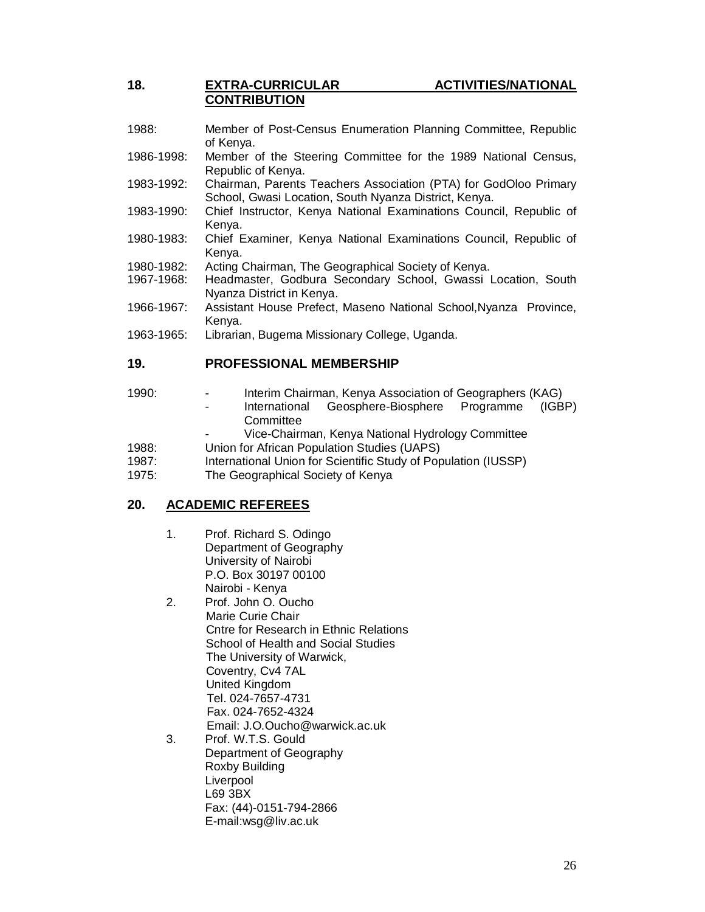## 18. EXTRA-CURRICULAR ACTIVITIES/NATIONAL CONTRIBUTION

1988: Member of Post-Census Enumeration Planning Committee, Republic of Kenya.

1986-1998: Member of the Steering Committee for the 1989 National Census, Republic of Kenya.

1983-1992: Chairman, Parents Teachers Association (PTA) for GodOloo Primary School, Gwasi Location, South Nyanza District, Kenya.

1983-1990: Chief Instructor, Kenya National Examinations Council, Republic of Kenya.

1980-1983: Chief Examiner, Kenya National Examinations Council, Republic of Kenya.

1980-1982: Acting Chairman, The Geographical Society of Kenya.

1967-1968: Headmaster, Godbura Secondary School, Gwassi Location, South Nyanza District in Kenya.

1966-1967: Assistant House Prefect, Maseno National School,Nyanza Province, Kenya.

1963-1965: Librarian, Bugema Missionary College, Uganda.

## 19. PROFESSIONAL MEMBERSHIP

1990:
- Interim Chairman, Kenya Association of Geographers (KAG)
- International Geosphere-Biosphere Programme (IGBP) Committee
- Vice-Chairman, Kenya National Hydrology Committee

1988: Union for African Population Studies (UAPS)

1987: International Union for Scientific Study of Population (IUSSP)

1975: The Geographical Society of Kenya

## 20. ACADEMIC REFEREES

1. Prof. Richard S. Odingo
   Department of Geography
   University of Nairobi
   P.O. Box 30197 00100
   Nairobi - Kenya
2. Prof. John O. Oucho
   Marie Curie Chair
   Cntre for Research in Ethnic Relations
   School of Health and Social Studies
   The University of Warwick,
   Coventry, Cv4 7AL
   United Kingdom
   Tel. 024-7657-4731
   Fax. 024-7652-4324
   Email: J.O.Oucho@warwick.ac.uk
3. Prof. W.T.S. Gould
   Department of Geography
   Roxby Building
   Liverpool
   L69 3BX
   Fax: (44)-0151-794-2866
   E-mail:wsg@liv.ac.uk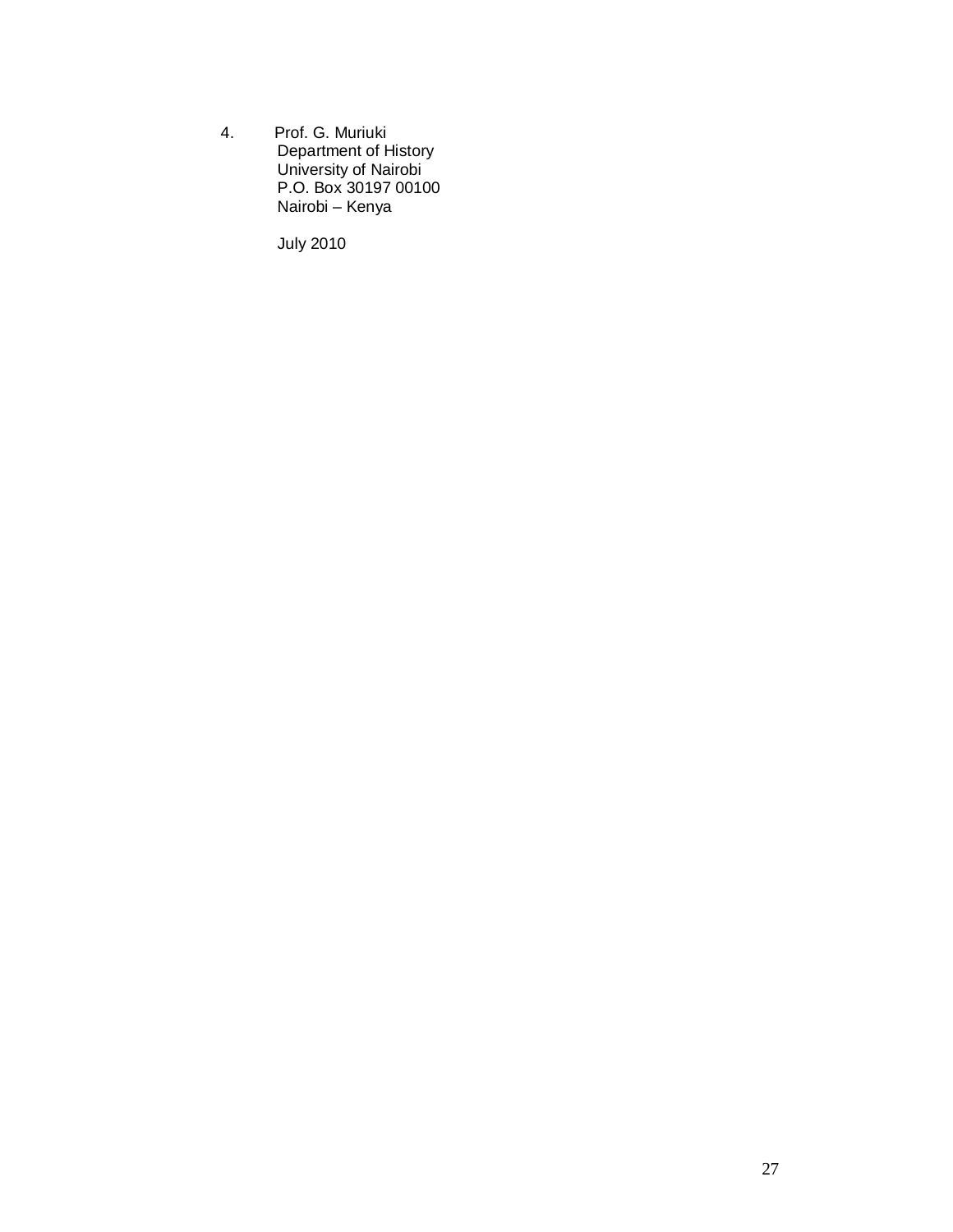4. Prof. G. Muriuki
   Department of History
   University of Nairobi
   P.O. Box 30197 00100
   Nairobi – Kenya

   July 2010